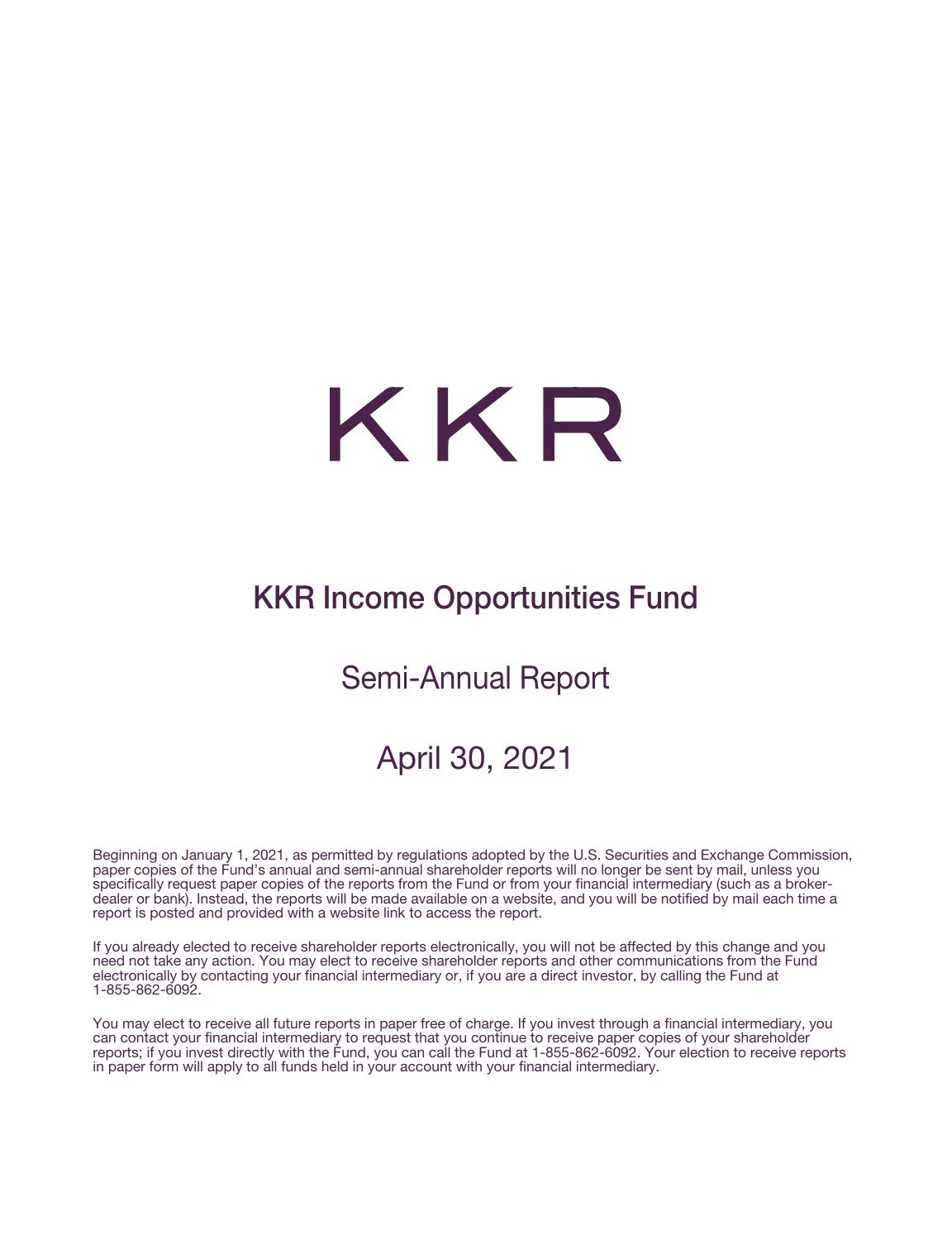# KKR

## KKR Income Opportunities Fund

### Semi-Annual Report

### April 30, 2021

Beginning on January 1, 2021, as permitted by regulations adopted by the U.S. Securities and Exchange Commission, paper copies of the Fund's annual and semi-annual shareholder reports will no longer be sent by mail, unless you specifically request paper copies of the reports from the Fund or from your financial intermediary (such as a broker-dealer or bank). Instead, the reports will be made available on a website, and you will be notified by mail each time a report is posted and provided with a website link to access the report.

If you already elected to receive shareholder reports electronically, you will not be affected by this change and you need not take any action. You may elect to receive shareholder reports and other communications from the Fund electronically by contacting your financial intermediary or, if you are a direct investor, by calling the Fund at 1-855-862-6092.

You may elect to receive all future reports in paper free of charge. If you invest through a financial intermediary, you can contact your financial intermediary to request that you continue to receive paper copies of your shareholder reports; if you invest directly with the Fund, you can call the Fund at 1-855-862-6092. Your election to receive reports in paper form will apply to all funds held in your account with your financial intermediary.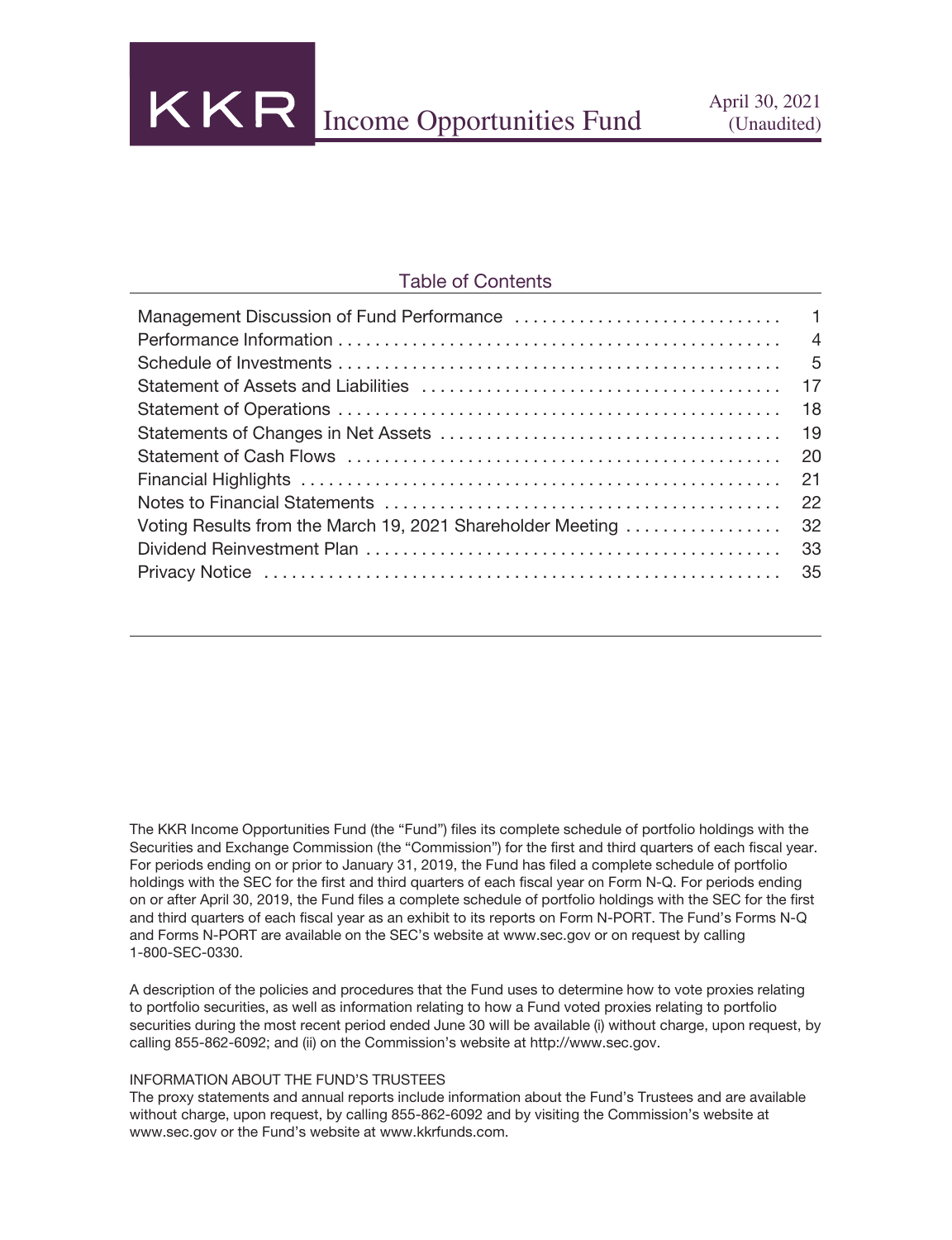# KKR Income Opportunities Fund

April 30, 2021
(Unaudited)

## Table of Contents

| | |
|---|---|
| Management Discussion of Fund Performance | 1 |
| Performance Information | 4 |
| Schedule of Investments | 5 |
| Statement of Assets and Liabilities | 17 |
| Statement of Operations | 18 |
| Statements of Changes in Net Assets | 19 |
| Statement of Cash Flows | 20 |
| Financial Highlights | 21 |
| Notes to Financial Statements | 22 |
| Voting Results from the March 19, 2021 Shareholder Meeting | 32 |
| Dividend Reinvestment Plan | 33 |
| Privacy Notice | 35 |

The KKR Income Opportunities Fund (the "Fund") files its complete schedule of portfolio holdings with the Securities and Exchange Commission (the "Commission") for the first and third quarters of each fiscal year. For periods ending on or prior to January 31, 2019, the Fund has filed a complete schedule of portfolio holdings with the SEC for the first and third quarters of each fiscal year on Form N-Q. For periods ending on or after April 30, 2019, the Fund files a complete schedule of portfolio holdings with the SEC for the first and third quarters of each fiscal year as an exhibit to its reports on Form N-PORT. The Fund's Forms N-Q and Forms N-PORT are available on the SEC's website at www.sec.gov or on request by calling 1-800-SEC-0330.

A description of the policies and procedures that the Fund uses to determine how to vote proxies relating to portfolio securities, as well as information relating to how a Fund voted proxies relating to portfolio securities during the most recent period ended June 30 will be available (i) without charge, upon request, by calling 855-862-6092; and (ii) on the Commission's website at http://www.sec.gov.

INFORMATION ABOUT THE FUND'S TRUSTEES
The proxy statements and annual reports include information about the Fund's Trustees and are available without charge, upon request, by calling 855-862-6092 and by visiting the Commission's website at www.sec.gov or the Fund's website at www.kkrfunds.com.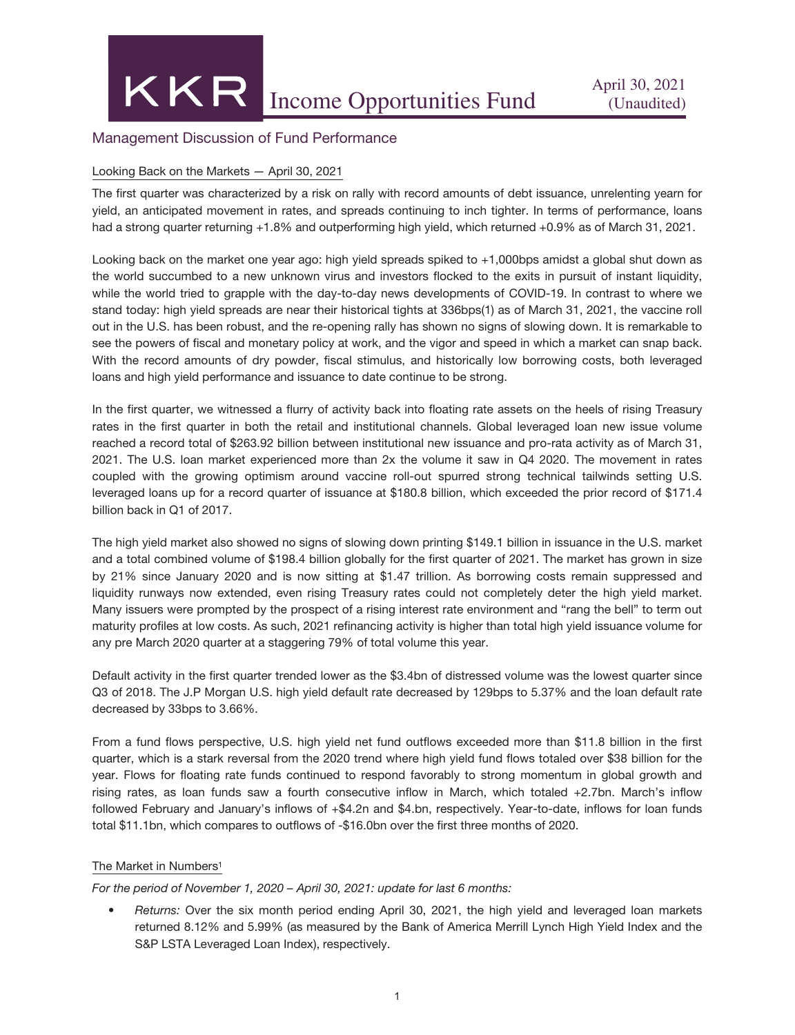# KKR Income Opportunities Fund

April 30, 2021
(Unaudited)

## Management Discussion of Fund Performance

### Looking Back on the Markets — April 30, 2021

The first quarter was characterized by a risk on rally with record amounts of debt issuance, unrelenting yearn for yield, an anticipated movement in rates, and spreads continuing to inch tighter. In terms of performance, loans had a strong quarter returning +1.8% and outperforming high yield, which returned +0.9% as of March 31, 2021.

Looking back on the market one year ago: high yield spreads spiked to +1,000bps amidst a global shut down as the world succumbed to a new unknown virus and investors flocked to the exits in pursuit of instant liquidity, while the world tried to grapple with the day-to-day news developments of COVID-19. In contrast to where we stand today: high yield spreads are near their historical tights at 336bps(1) as of March 31, 2021, the vaccine roll out in the U.S. has been robust, and the re-opening rally has shown no signs of slowing down. It is remarkable to see the powers of fiscal and monetary policy at work, and the vigor and speed in which a market can snap back. With the record amounts of dry powder, fiscal stimulus, and historically low borrowing costs, both leveraged loans and high yield performance and issuance to date continue to be strong.

In the first quarter, we witnessed a flurry of activity back into floating rate assets on the heels of rising Treasury rates in the first quarter in both the retail and institutional channels. Global leveraged loan new issue volume reached a record total of $263.92 billion between institutional new issuance and pro-rata activity as of March 31, 2021. The U.S. loan market experienced more than 2x the volume it saw in Q4 2020. The movement in rates coupled with the growing optimism around vaccine roll-out spurred strong technical tailwinds setting U.S. leveraged loans up for a record quarter of issuance at $180.8 billion, which exceeded the prior record of $171.4 billion back in Q1 of 2017.

The high yield market also showed no signs of slowing down printing $149.1 billion in issuance in the U.S. market and a total combined volume of $198.4 billion globally for the first quarter of 2021. The market has grown in size by 21% since January 2020 and is now sitting at $1.47 trillion. As borrowing costs remain suppressed and liquidity runways now extended, even rising Treasury rates could not completely deter the high yield market. Many issuers were prompted by the prospect of a rising interest rate environment and "rang the bell" to term out maturity profiles at low costs. As such, 2021 refinancing activity is higher than total high yield issuance volume for any pre March 2020 quarter at a staggering 79% of total volume this year.

Default activity in the first quarter trended lower as the $3.4bn of distressed volume was the lowest quarter since Q3 of 2018. The J.P Morgan U.S. high yield default rate decreased by 129bps to 5.37% and the loan default rate decreased by 33bps to 3.66%.

From a fund flows perspective, U.S. high yield net fund outflows exceeded more than $11.8 billion in the first quarter, which is a stark reversal from the 2020 trend where high yield fund flows totaled over $38 billion for the year. Flows for floating rate funds continued to respond favorably to strong momentum in global growth and rising rates, as loan funds saw a fourth consecutive inflow in March, which totaled +2.7bn. March's inflow followed February and January's inflows of +$4.2n and $4.bn, respectively. Year-to-date, inflows for loan funds total $11.1bn, which compares to outflows of -$16.0bn over the first three months of 2020.

### The Market in Numbers[1]

*For the period of November 1, 2020 – April 30, 2021: update for last 6 months:*

- *Returns:* Over the six month period ending April 30, 2021, the high yield and leveraged loan markets returned 8.12% and 5.99% (as measured by the Bank of America Merrill Lynch High Yield Index and the S&P LSTA Leveraged Loan Index), respectively.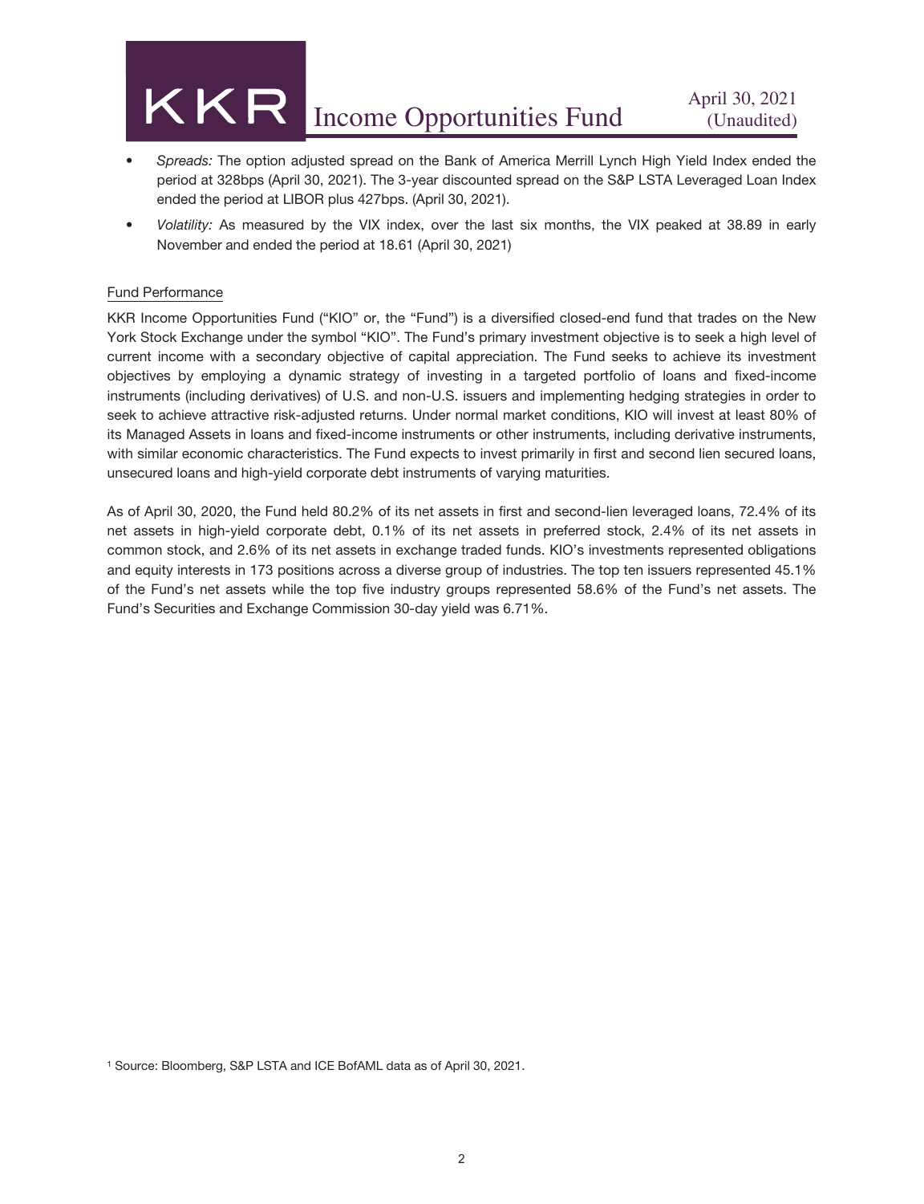- *Spreads:* The option adjusted spread on the Bank of America Merrill Lynch High Yield Index ended the period at 328bps (April 30, 2021). The 3-year discounted spread on the S&P LSTA Leveraged Loan Index ended the period at LIBOR plus 427bps. (April 30, 2021).
- *Volatility:* As measured by the VIX index, over the last six months, the VIX peaked at 38.89 in early November and ended the period at 18.61 (April 30, 2021)

## Fund Performance

KKR Income Opportunities Fund ("KIO" or, the "Fund") is a diversified closed-end fund that trades on the New York Stock Exchange under the symbol "KIO". The Fund's primary investment objective is to seek a high level of current income with a secondary objective of capital appreciation. The Fund seeks to achieve its investment objectives by employing a dynamic strategy of investing in a targeted portfolio of loans and fixed-income instruments (including derivatives) of U.S. and non-U.S. issuers and implementing hedging strategies in order to seek to achieve attractive risk-adjusted returns. Under normal market conditions, KIO will invest at least 80% of its Managed Assets in loans and fixed-income instruments or other instruments, including derivative instruments, with similar economic characteristics. The Fund expects to invest primarily in first and second lien secured loans, unsecured loans and high-yield corporate debt instruments of varying maturities.

As of April 30, 2020, the Fund held 80.2% of its net assets in first and second-lien leveraged loans, 72.4% of its net assets in high-yield corporate debt, 0.1% of its net assets in preferred stock, 2.4% of its net assets in common stock, and 2.6% of its net assets in exchange traded funds. KIO's investments represented obligations and equity interests in 173 positions across a diverse group of industries. The top ten issuers represented 45.1% of the Fund's net assets while the top five industry groups represented 58.6% of the Fund's net assets. The Fund's Securities and Exchange Commission 30-day yield was 6.71%.

[1] Source: Bloomberg, S&P LSTA and ICE BofAML data as of April 30, 2021.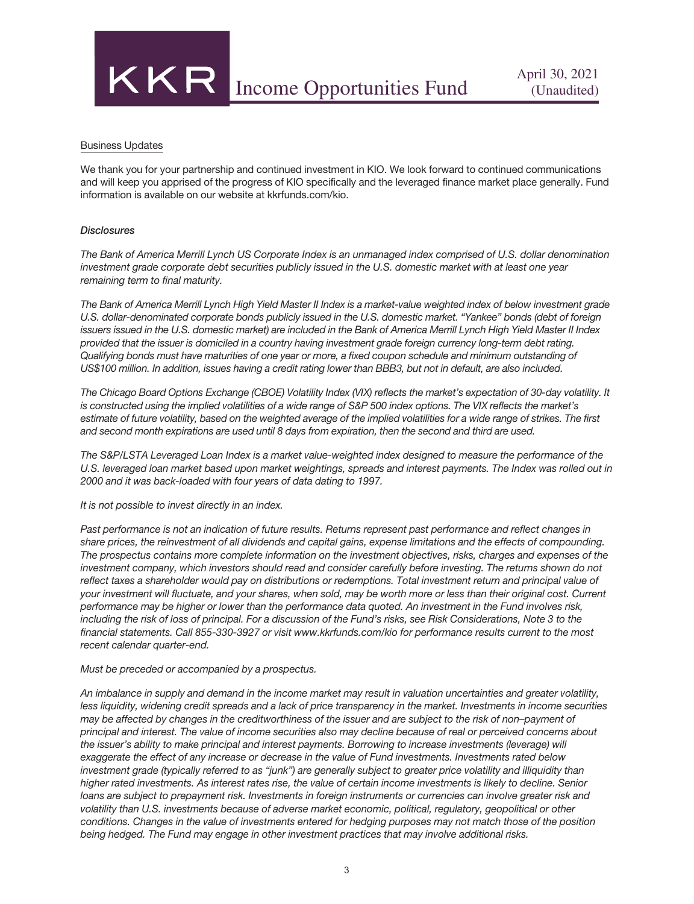Business Updates

We thank you for your partnership and continued investment in KIO. We look forward to continued communications and will keep you apprised of the progress of KIO specifically and the leveraged finance market place generally. Fund information is available on our website at kkrfunds.com/kio.

*Disclosures*

*The Bank of America Merrill Lynch US Corporate Index is an unmanaged index comprised of U.S. dollar denomination investment grade corporate debt securities publicly issued in the U.S. domestic market with at least one year remaining term to final maturity.*

*The Bank of America Merrill Lynch High Yield Master II Index is a market-value weighted index of below investment grade U.S. dollar-denominated corporate bonds publicly issued in the U.S. domestic market. "Yankee" bonds (debt of foreign issuers issued in the U.S. domestic market) are included in the Bank of America Merrill Lynch High Yield Master II Index provided that the issuer is domiciled in a country having investment grade foreign currency long-term debt rating. Qualifying bonds must have maturities of one year or more, a fixed coupon schedule and minimum outstanding of US$100 million. In addition, issues having a credit rating lower than BBB3, but not in default, are also included.*

*The Chicago Board Options Exchange (CBOE) Volatility Index (VIX) reflects the market's expectation of 30-day volatility. It is constructed using the implied volatilities of a wide range of S&P 500 index options. The VIX reflects the market's estimate of future volatility, based on the weighted average of the implied volatilities for a wide range of strikes. The first and second month expirations are used until 8 days from expiration, then the second and third are used.*

*The S&P/LSTA Leveraged Loan Index is a market value-weighted index designed to measure the performance of the U.S. leveraged loan market based upon market weightings, spreads and interest payments. The Index was rolled out in 2000 and it was back-loaded with four years of data dating to 1997.*

*It is not possible to invest directly in an index.*

*Past performance is not an indication of future results. Returns represent past performance and reflect changes in share prices, the reinvestment of all dividends and capital gains, expense limitations and the effects of compounding. The prospectus contains more complete information on the investment objectives, risks, charges and expenses of the investment company, which investors should read and consider carefully before investing. The returns shown do not reflect taxes a shareholder would pay on distributions or redemptions. Total investment return and principal value of your investment will fluctuate, and your shares, when sold, may be worth more or less than their original cost. Current performance may be higher or lower than the performance data quoted. An investment in the Fund involves risk, including the risk of loss of principal. For a discussion of the Fund's risks, see Risk Considerations, Note 3 to the financial statements. Call 855-330-3927 or visit www.kkrfunds.com/kio for performance results current to the most recent calendar quarter-end.*

*Must be preceded or accompanied by a prospectus.*

*An imbalance in supply and demand in the income market may result in valuation uncertainties and greater volatility, less liquidity, widening credit spreads and a lack of price transparency in the market. Investments in income securities may be affected by changes in the creditworthiness of the issuer and are subject to the risk of non–payment of principal and interest. The value of income securities also may decline because of real or perceived concerns about the issuer's ability to make principal and interest payments. Borrowing to increase investments (leverage) will exaggerate the effect of any increase or decrease in the value of Fund investments. Investments rated below investment grade (typically referred to as "junk") are generally subject to greater price volatility and illiquidity than higher rated investments. As interest rates rise, the value of certain income investments is likely to decline. Senior loans are subject to prepayment risk. Investments in foreign instruments or currencies can involve greater risk and volatility than U.S. investments because of adverse market economic, political, regulatory, geopolitical or other conditions. Changes in the value of investments entered for hedging purposes may not match those of the position being hedged. The Fund may engage in other investment practices that may involve additional risks.*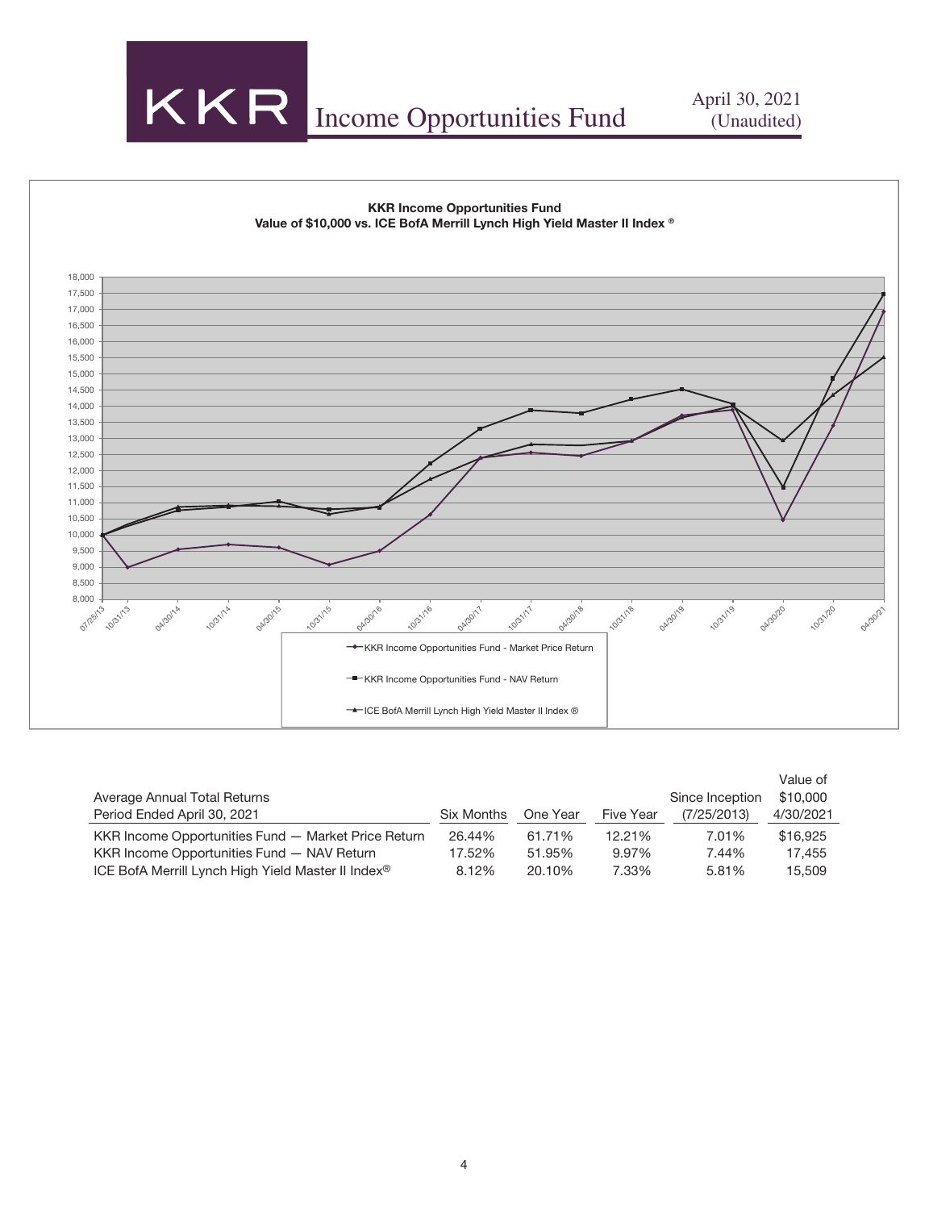**KKR Income Opportunities Fund**
**Value of $10,000 vs. ICE BofA Merrill Lynch High Yield Master II Index ®**

| Average Annual Total Returns<br>Period Ended April 30, 2021 | Six Months | One Year | Five Year | Since Inception<br>(7/25/2013) | Value of<br>$10,000<br>4/30/2021 |
|---|---|---|---|---|---|
| KKR Income Opportunities Fund — Market Price Return | 26.44% | 61.71% | 12.21% | 7.01% | $16,925 |
| KKR Income Opportunities Fund — NAV Return | 17.52% | 51.95% | 9.97% | 7.44% | 17,455 |
| ICE BofA Merrill Lynch High Yield Master II Index® | 8.12% | 20.10% | 7.33% | 5.81% | 15,509 |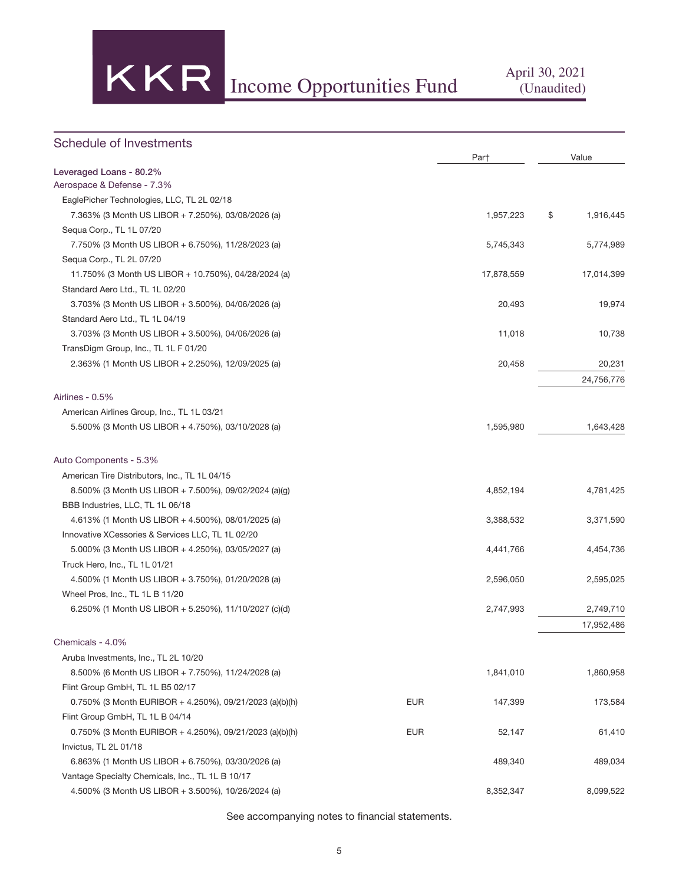## Schedule of Investments

| | | Par† | Value |
|---|---|---|---|
| **Leveraged Loans - 80.2%** | | | |
| Aerospace & Defense - 7.3% | | | |
| EaglePicher Technologies, LLC, TL 2L 02/18 | | | |
| 7.363% (3 Month US LIBOR + 7.250%), 03/08/2026 (a) | | 1,957,223 | $ 1,916,445 |
| Sequa Corp., TL 1L 07/20 | | | |
| 7.750% (3 Month US LIBOR + 6.750%), 11/28/2023 (a) | | 5,745,343 | 5,774,989 |
| Sequa Corp., TL 2L 07/20 | | | |
| 11.750% (3 Month US LIBOR + 10.750%), 04/28/2024 (a) | | 17,878,559 | 17,014,399 |
| Standard Aero Ltd., TL 1L 02/20 | | | |
| 3.703% (3 Month US LIBOR + 3.500%), 04/06/2026 (a) | | 20,493 | 19,974 |
| Standard Aero Ltd., TL 1L 04/19 | | | |
| 3.703% (3 Month US LIBOR + 3.500%), 04/06/2026 (a) | | 11,018 | 10,738 |
| TransDigm Group, Inc., TL 1L F 01/20 | | | |
| 2.363% (1 Month US LIBOR + 2.250%), 12/09/2025 (a) | | 20,458 | 20,231 |
| | | | 24,756,776 |
| Airlines - 0.5% | | | |
| American Airlines Group, Inc., TL 1L 03/21 | | | |
| 5.500% (3 Month US LIBOR + 4.750%), 03/10/2028 (a) | | 1,595,980 | 1,643,428 |
| Auto Components - 5.3% | | | |
| American Tire Distributors, Inc., TL 1L 04/15 | | | |
| 8.500% (3 Month US LIBOR + 7.500%), 09/02/2024 (a)(g) | | 4,852,194 | 4,781,425 |
| BBB Industries, LLC, TL 1L 06/18 | | | |
| 4.613% (1 Month US LIBOR + 4.500%), 08/01/2025 (a) | | 3,388,532 | 3,371,590 |
| Innovative XCessories & Services LLC, TL 1L 02/20 | | | |
| 5.000% (3 Month US LIBOR + 4.250%), 03/05/2027 (a) | | 4,441,766 | 4,454,736 |
| Truck Hero, Inc., TL 1L 01/21 | | | |
| 4.500% (1 Month US LIBOR + 3.750%), 01/20/2028 (a) | | 2,596,050 | 2,595,025 |
| Wheel Pros, Inc., TL 1L B 11/20 | | | |
| 6.250% (1 Month US LIBOR + 5.250%), 11/10/2027 (c)(d) | | 2,747,993 | 2,749,710 |
| | | | 17,952,486 |
| Chemicals - 4.0% | | | |
| Aruba Investments, Inc., TL 2L 10/20 | | | |
| 8.500% (6 Month US LIBOR + 7.750%), 11/24/2028 (a) | | 1,841,010 | 1,860,958 |
| Flint Group GmbH, TL 1L B5 02/17 | | | |
| 0.750% (3 Month EURIBOR + 4.250%), 09/21/2023 (a)(b)(h) | EUR | 147,399 | 173,584 |
| Flint Group GmbH, TL 1L B 04/14 | | | |
| 0.750% (3 Month EURIBOR + 4.250%), 09/21/2023 (a)(b)(h) | EUR | 52,147 | 61,410 |
| Invictus, TL 2L 01/18 | | | |
| 6.863% (1 Month US LIBOR + 6.750%), 03/30/2026 (a) | | 489,340 | 489,034 |
| Vantage Specialty Chemicals, Inc., TL 1L B 10/17 | | | |
| 4.500% (3 Month US LIBOR + 3.500%), 10/26/2024 (a) | | 8,352,347 | 8,099,522 |

See accompanying notes to financial statements.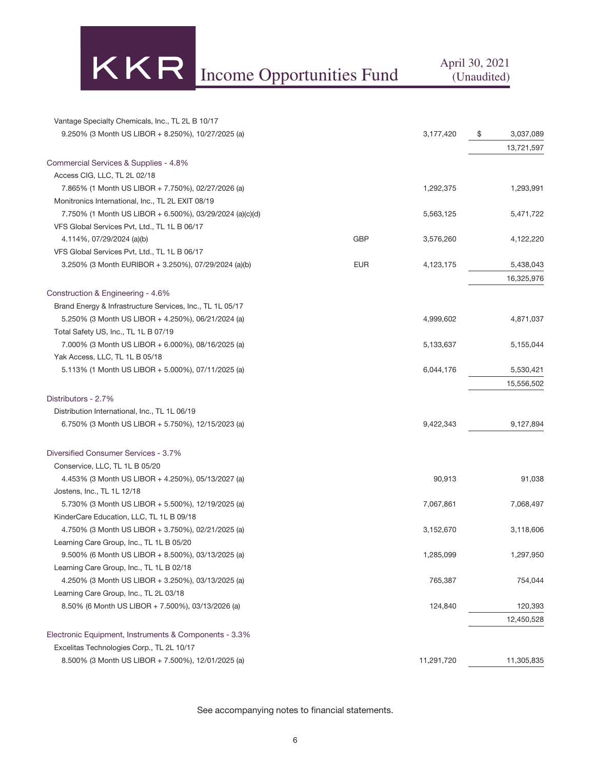| | | | |
|---|---|---|---|
| Vantage Specialty Chemicals, Inc., TL 2L B 10/17 | | | |
| 9.250% (3 Month US LIBOR + 8.250%), 10/27/2025 (a) | | 3,177,420 | $ 3,037,089 |
| | | | 13,721,597 |
| Commercial Services & Supplies - 4.8% | | | |
| Access CIG, LLC, TL 2L 02/18 | | | |
| 7.865% (1 Month US LIBOR + 7.750%), 02/27/2026 (a) | | 1,292,375 | 1,293,991 |
| Monitronics International, Inc., TL 2L EXIT 08/19 | | | |
| 7.750% (1 Month US LIBOR + 6.500%), 03/29/2024 (a)(c)(d) | | 5,563,125 | 5,471,722 |
| VFS Global Services Pvt, Ltd., TL 1L B 06/17 | | | |
| 4.114%, 07/29/2024 (a)(b) | GBP | 3,576,260 | 4,122,220 |
| VFS Global Services Pvt, Ltd., TL 1L B 06/17 | | | |
| 3.250% (3 Month EURIBOR + 3.250%), 07/29/2024 (a)(b) | EUR | 4,123,175 | 5,438,043 |
| | | | 16,325,976 |
| Construction & Engineering - 4.6% | | | |
| Brand Energy & Infrastructure Services, Inc., TL 1L 05/17 | | | |
| 5.250% (3 Month US LIBOR + 4.250%), 06/21/2024 (a) | | 4,999,602 | 4,871,037 |
| Total Safety US, Inc., TL 1L B 07/19 | | | |
| 7.000% (3 Month US LIBOR + 6.000%), 08/16/2025 (a) | | 5,133,637 | 5,155,044 |
| Yak Access, LLC, TL 1L B 05/18 | | | |
| 5.113% (1 Month US LIBOR + 5.000%), 07/11/2025 (a) | | 6,044,176 | 5,530,421 |
| | | | 15,556,502 |
| Distributors - 2.7% | | | |
| Distribution International, Inc., TL 1L 06/19 | | | |
| 6.750% (3 Month US LIBOR + 5.750%), 12/15/2023 (a) | | 9,422,343 | 9,127,894 |
| Diversified Consumer Services - 3.7% | | | |
| Conservice, LLC, TL 1L B 05/20 | | | |
| 4.453% (3 Month US LIBOR + 4.250%), 05/13/2027 (a) | | 90,913 | 91,038 |
| Jostens, Inc., TL 1L 12/18 | | | |
| 5.730% (3 Month US LIBOR + 5.500%), 12/19/2025 (a) | | 7,067,861 | 7,068,497 |
| KinderCare Education, LLC, TL 1L B 09/18 | | | |
| 4.750% (3 Month US LIBOR + 3.750%), 02/21/2025 (a) | | 3,152,670 | 3,118,606 |
| Learning Care Group, Inc., TL 1L B 05/20 | | | |
| 9.500% (6 Month US LIBOR + 8.500%), 03/13/2025 (a) | | 1,285,099 | 1,297,950 |
| Learning Care Group, Inc., TL 1L B 02/18 | | | |
| 4.250% (3 Month US LIBOR + 3.250%), 03/13/2025 (a) | | 765,387 | 754,044 |
| Learning Care Group, Inc., TL 2L 03/18 | | | |
| 8.50% (6 Month US LIBOR + 7.500%), 03/13/2026 (a) | | 124,840 | 120,393 |
| | | | 12,450,528 |
| Electronic Equipment, Instruments & Components - 3.3% | | | |
| Excelitas Technologies Corp., TL 2L 10/17 | | | |
| 8.500% (3 Month US LIBOR + 7.500%), 12/01/2025 (a) | | 11,291,720 | 11,305,835 |

See accompanying notes to financial statements.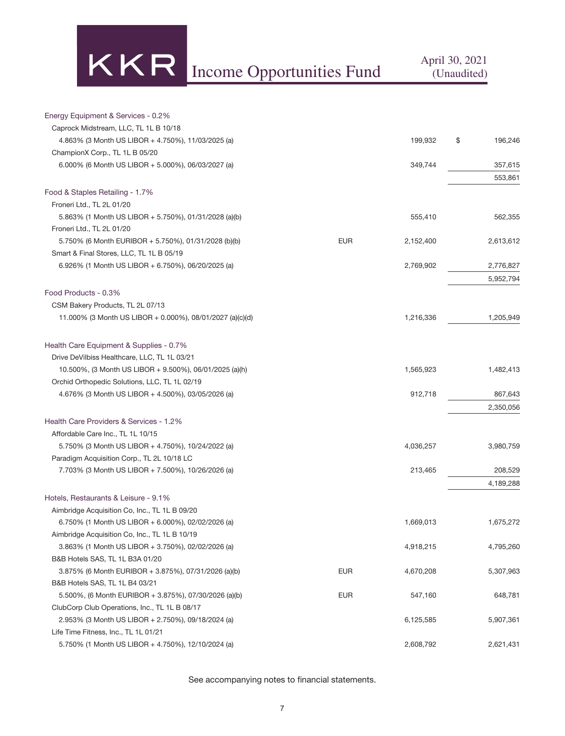| | | | |
|---|---|---|---|
| Energy Equipment & Services - 0.2% | | | |
| Caprock Midstream, LLC, TL 1L B 10/18 | | | |
| 4.863% (3 Month US LIBOR + 4.750%), 11/03/2025 (a) | | 199,932 | $ 196,246 |
| ChampionX Corp., TL 1L B 05/20 | | | |
| 6.000% (6 Month US LIBOR + 5.000%), 06/03/2027 (a) | | 349,744 | 357,615 |
| | | | 553,861 |
| Food & Staples Retailing - 1.7% | | | |
| Froneri Ltd., TL 2L 01/20 | | | |
| 5.863% (1 Month US LIBOR + 5.750%), 01/31/2028 (a)(b) | | 555,410 | 562,355 |
| Froneri Ltd., TL 2L 01/20 | | | |
| 5.750% (6 Month EURIBOR + 5.750%), 01/31/2028 (b)(b) | EUR | 2,152,400 | 2,613,612 |
| Smart & Final Stores, LLC, TL 1L B 05/19 | | | |
| 6.926% (1 Month US LIBOR + 6.750%), 06/20/2025 (a) | | 2,769,902 | 2,776,827 |
| | | | 5,952,794 |
| Food Products - 0.3% | | | |
| CSM Bakery Products, TL 2L 07/13 | | | |
| 11.000% (3 Month US LIBOR + 0.000%), 08/01/2027 (a)(c)(d) | | 1,216,336 | 1,205,949 |
| Health Care Equipment & Supplies - 0.7% | | | |
| Drive DeVilbiss Healthcare, LLC, TL 1L 03/21 | | | |
| 10.500%, (3 Month US LIBOR + 9.500%), 06/01/2025 (a)(h) | | 1,565,923 | 1,482,413 |
| Orchid Orthopedic Solutions, LLC, TL 1L 02/19 | | | |
| 4.676% (3 Month US LIBOR + 4.500%), 03/05/2026 (a) | | 912,718 | 867,643 |
| | | | 2,350,056 |
| Health Care Providers & Services - 1.2% | | | |
| Affordable Care Inc., TL 1L 10/15 | | | |
| 5.750% (3 Month US LIBOR + 4.750%), 10/24/2022 (a) | | 4,036,257 | 3,980,759 |
| Paradigm Acquisition Corp., TL 2L 10/18 LC | | | |
| 7.703% (3 Month US LIBOR + 7.500%), 10/26/2026 (a) | | 213,465 | 208,529 |
| | | | 4,189,288 |
| Hotels, Restaurants & Leisure - 9.1% | | | |
| Aimbridge Acquisition Co, Inc., TL 1L B 09/20 | | | |
| 6.750% (1 Month US LIBOR + 6.000%), 02/02/2026 (a) | | 1,669,013 | 1,675,272 |
| Aimbridge Acquisition Co, Inc., TL 1L B 10/19 | | | |
| 3.863% (1 Month US LIBOR + 3.750%), 02/02/2026 (a) | | 4,918,215 | 4,795,260 |
| B&B Hotels SAS, TL 1L B3A 01/20 | | | |
| 3.875% (6 Month EURIBOR + 3.875%), 07/31/2026 (a)(b) | EUR | 4,670,208 | 5,307,963 |
| B&B Hotels SAS, TL 1L B4 03/21 | | | |
| 5.500%, (6 Month EURIBOR + 3.875%), 07/30/2026 (a)(b) | EUR | 547,160 | 648,781 |
| ClubCorp Club Operations, Inc., TL 1L B 08/17 | | | |
| 2.953% (3 Month US LIBOR + 2.750%), 09/18/2024 (a) | | 6,125,585 | 5,907,361 |
| Life Time Fitness, Inc., TL 1L 01/21 | | | |
| 5.750% (1 Month US LIBOR + 4.750%), 12/10/2024 (a) | | 2,608,792 | 2,621,431 |

See accompanying notes to financial statements.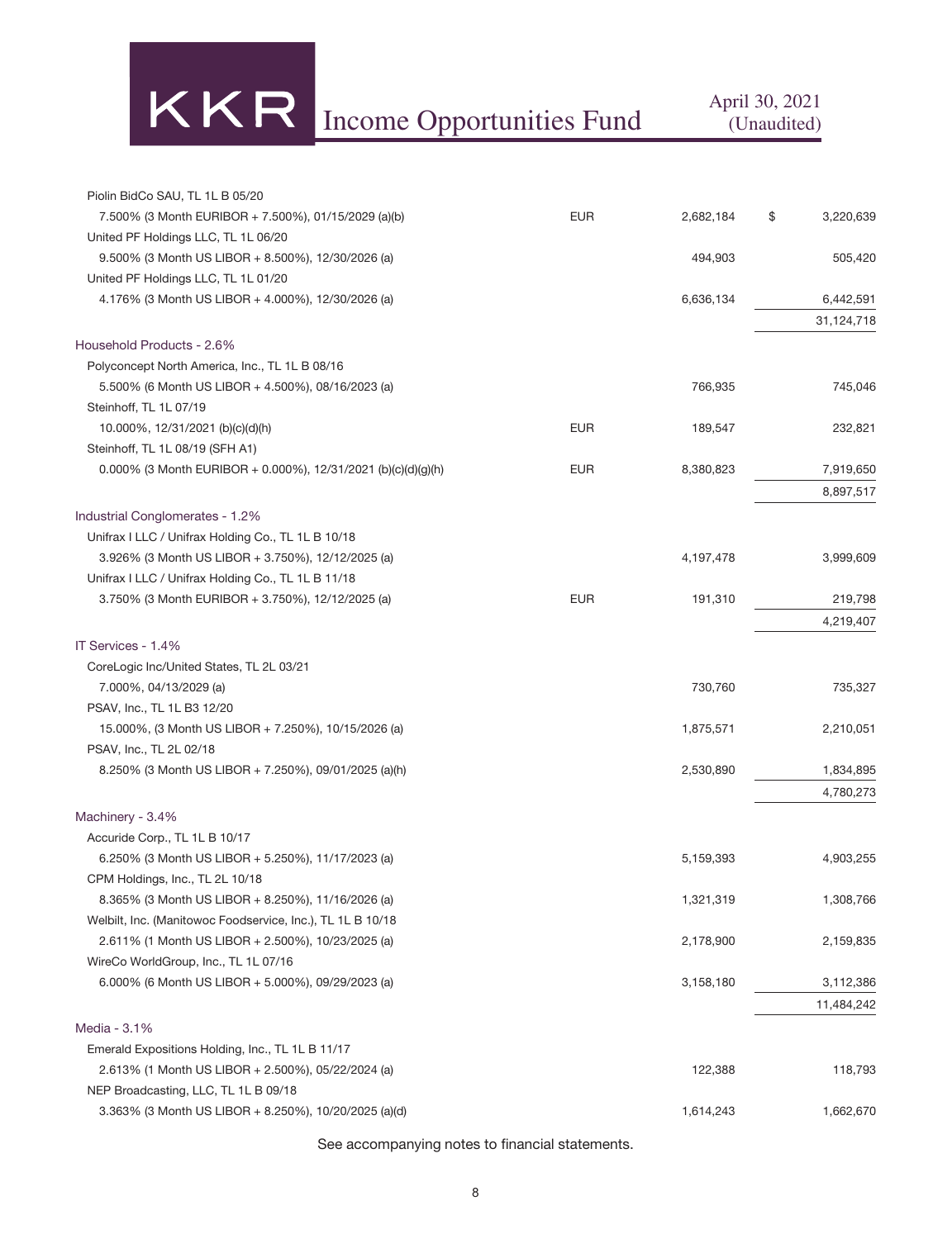| | Currency | Par | Value |
|---|---|---|---|
| Piolin BidCo SAU, TL 1L B 05/20 | | | |
| 7.500% (3 Month EURIBOR + 7.500%), 01/15/2029 (a)(b) | EUR | 2,682,184 | $ 3,220,639 |
| United PF Holdings LLC, TL 1L 06/20 | | | |
| 9.500% (3 Month US LIBOR + 8.500%), 12/30/2026 (a) | | 494,903 | 505,420 |
| United PF Holdings LLC, TL 1L 01/20 | | | |
| 4.176% (3 Month US LIBOR + 4.000%), 12/30/2026 (a) | | 6,636,134 | 6,442,591 |
| | | | 31,124,718 |
| Household Products - 2.6% | | | |
| Polyconcept North America, Inc., TL 1L B 08/16 | | | |
| 5.500% (6 Month US LIBOR + 4.500%), 08/16/2023 (a) | | 766,935 | 745,046 |
| Steinhoff, TL 1L 07/19 | | | |
| 10.000%, 12/31/2021 (b)(c)(d)(h) | EUR | 189,547 | 232,821 |
| Steinhoff, TL 1L 08/19 (SFH A1) | | | |
| 0.000% (3 Month EURIBOR + 0.000%), 12/31/2021 (b)(c)(d)(g)(h) | EUR | 8,380,823 | 7,919,650 |
| | | | 8,897,517 |
| Industrial Conglomerates - 1.2% | | | |
| Unifrax I LLC / Unifrax Holding Co., TL 1L B 10/18 | | | |
| 3.926% (3 Month US LIBOR + 3.750%), 12/12/2025 (a) | | 4,197,478 | 3,999,609 |
| Unifrax I LLC / Unifrax Holding Co., TL 1L B 11/18 | | | |
| 3.750% (3 Month EURIBOR + 3.750%), 12/12/2025 (a) | EUR | 191,310 | 219,798 |
| | | | 4,219,407 |
| IT Services - 1.4% | | | |
| CoreLogic Inc/United States, TL 2L 03/21 | | | |
| 7.000%, 04/13/2029 (a) | | 730,760 | 735,327 |
| PSAV, Inc., TL 1L B3 12/20 | | | |
| 15.000%, (3 Month US LIBOR + 7.250%), 10/15/2026 (a) | | 1,875,571 | 2,210,051 |
| PSAV, Inc., TL 2L 02/18 | | | |
| 8.250% (3 Month US LIBOR + 7.250%), 09/01/2025 (a)(h) | | 2,530,890 | 1,834,895 |
| | | | 4,780,273 |
| Machinery - 3.4% | | | |
| Accuride Corp., TL 1L B 10/17 | | | |
| 6.250% (3 Month US LIBOR + 5.250%), 11/17/2023 (a) | | 5,159,393 | 4,903,255 |
| CPM Holdings, Inc., TL 2L 10/18 | | | |
| 8.365% (3 Month US LIBOR + 8.250%), 11/16/2026 (a) | | 1,321,319 | 1,308,766 |
| Welbilt, Inc. (Manitowoc Foodservice, Inc.), TL 1L B 10/18 | | | |
| 2.611% (1 Month US LIBOR + 2.500%), 10/23/2025 (a) | | 2,178,900 | 2,159,835 |
| WireCo WorldGroup, Inc., TL 1L 07/16 | | | |
| 6.000% (6 Month US LIBOR + 5.000%), 09/29/2023 (a) | | 3,158,180 | 3,112,386 |
| | | | 11,484,242 |
| Media - 3.1% | | | |
| Emerald Expositions Holding, Inc., TL 1L B 11/17 | | | |
| 2.613% (1 Month US LIBOR + 2.500%), 05/22/2024 (a) | | 122,388 | 118,793 |
| NEP Broadcasting, LLC, TL 1L B 09/18 | | | |
| 3.363% (3 Month US LIBOR + 8.250%), 10/20/2025 (a)(d) | | 1,614,243 | 1,662,670 |

See accompanying notes to financial statements.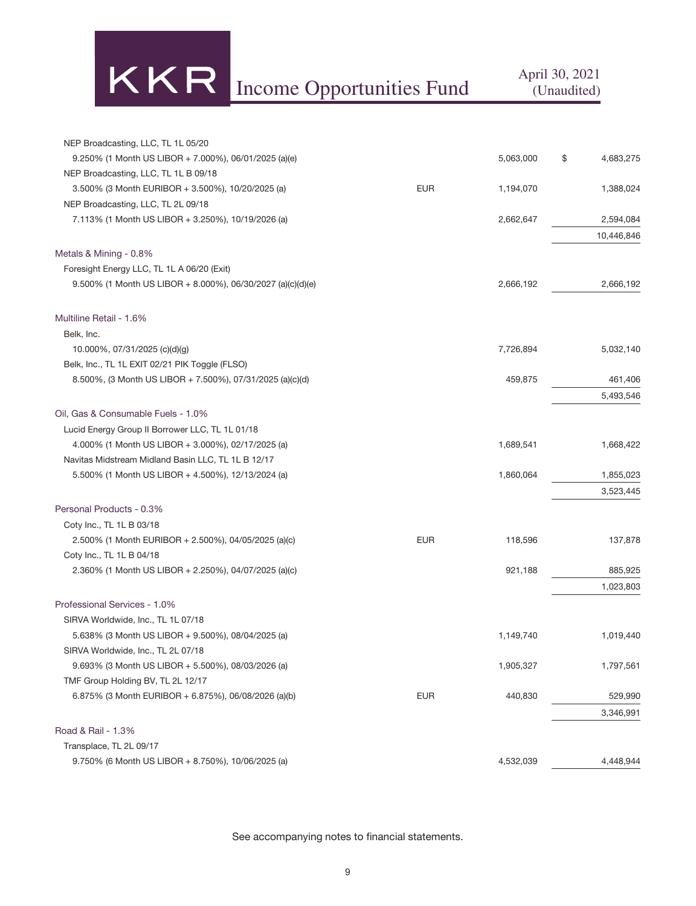| Investment | Currency | Par | Value |
|---|---|---|---|
| NEP Broadcasting, LLC, TL 1L 05/20 | | | |
| 9.250% (1 Month US LIBOR + 7.000%), 06/01/2025 (a)(e) | | 5,063,000 | $ 4,683,275 |
| NEP Broadcasting, LLC, TL 1L B 09/18 | | | |
| 3.500% (3 Month EURIBOR + 3.500%), 10/20/2025 (a) | EUR | 1,194,070 | 1,388,024 |
| NEP Broadcasting, LLC, TL 2L 09/18 | | | |
| 7.113% (1 Month US LIBOR + 3.250%), 10/19/2026 (a) | | 2,662,647 | 2,594,084 |
| | | | 10,446,846 |
| **Metals & Mining - 0.8%** | | | |
| Foresight Energy LLC, TL 1L A 06/20 (Exit) | | | |
| 9.500% (1 Month US LIBOR + 8.000%), 06/30/2027 (a)(c)(d)(e) | | 2,666,192 | 2,666,192 |
| **Multiline Retail - 1.6%** | | | |
| Belk, Inc. | | | |
| 10.000%, 07/31/2025 (c)(d)(g) | | 7,726,894 | 5,032,140 |
| Belk, Inc., TL 1L EXIT 02/21 PIK Toggle (FLSO) | | | |
| 8.500%, (3 Month US LIBOR + 7.500%), 07/31/2025 (a)(c)(d) | | 459,875 | 461,406 |
| | | | 5,493,546 |
| **Oil, Gas & Consumable Fuels - 1.0%** | | | |
| Lucid Energy Group II Borrower LLC, TL 1L 01/18 | | | |
| 4.000% (1 Month US LIBOR + 3.000%), 02/17/2025 (a) | | 1,689,541 | 1,668,422 |
| Navitas Midstream Midland Basin LLC, TL 1L B 12/17 | | | |
| 5.500% (1 Month US LIBOR + 4.500%), 12/13/2024 (a) | | 1,860,064 | 1,855,023 |
| | | | 3,523,445 |
| **Personal Products - 0.3%** | | | |
| Coty Inc., TL 1L B 03/18 | | | |
| 2.500% (1 Month EURIBOR + 2.500%), 04/05/2025 (a)(c) | EUR | 118,596 | 137,878 |
| Coty Inc., TL 1L B 04/18 | | | |
| 2.360% (1 Month US LIBOR + 2.250%), 04/07/2025 (a)(c) | | 921,188 | 885,925 |
| | | | 1,023,803 |
| **Professional Services - 1.0%** | | | |
| SIRVA Worldwide, Inc., TL 1L 07/18 | | | |
| 5.638% (3 Month US LIBOR + 9.500%), 08/04/2025 (a) | | 1,149,740 | 1,019,440 |
| SIRVA Worldwide, Inc., TL 2L 07/18 | | | |
| 9.693% (3 Month US LIBOR + 5.500%), 08/03/2026 (a) | | 1,905,327 | 1,797,561 |
| TMF Group Holding BV, TL 2L 12/17 | | | |
| 6.875% (3 Month EURIBOR + 6.875%), 06/08/2026 (a)(b) | EUR | 440,830 | 529,990 |
| | | | 3,346,991 |
| **Road & Rail - 1.3%** | | | |
| Transplace, TL 2L 09/17 | | | |
| 9.750% (6 Month US LIBOR + 8.750%), 10/06/2025 (a) | | 4,532,039 | 4,448,944 |

See accompanying notes to financial statements.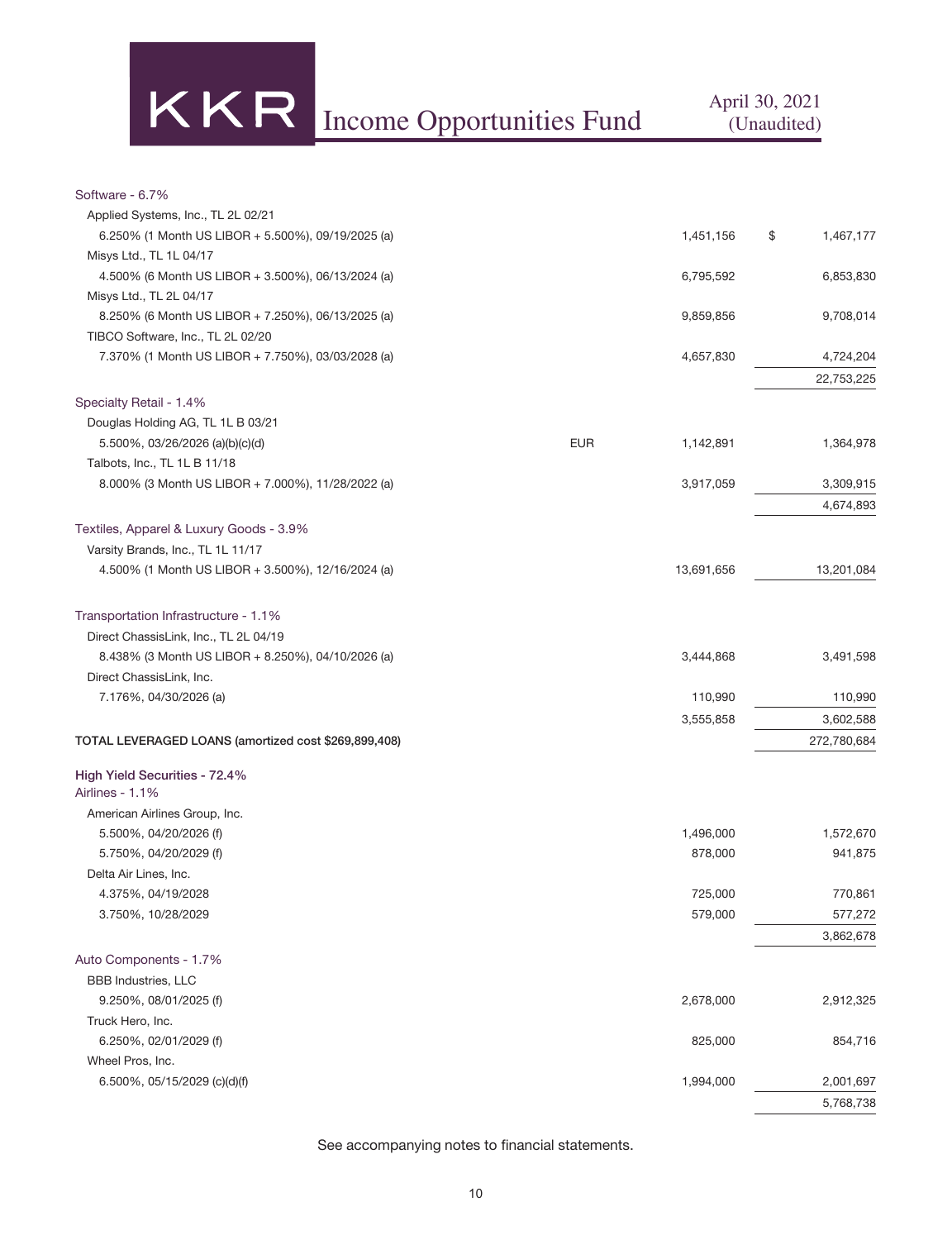| | | | |
|---|---|---|---|
| Software - 6.7% | | | |
| Applied Systems, Inc., TL 2L 02/21 | | | |
| 6.250% (1 Month US LIBOR + 5.500%), 09/19/2025 (a) | | 1,451,156 | $ 1,467,177 |
| Misys Ltd., TL 1L 04/17 | | | |
| 4.500% (6 Month US LIBOR + 3.500%), 06/13/2024 (a) | | 6,795,592 | 6,853,830 |
| Misys Ltd., TL 2L 04/17 | | | |
| 8.250% (6 Month US LIBOR + 7.250%), 06/13/2025 (a) | | 9,859,856 | 9,708,014 |
| TIBCO Software, Inc., TL 2L 02/20 | | | |
| 7.370% (1 Month US LIBOR + 7.750%), 03/03/2028 (a) | | 4,657,830 | 4,724,204 |
| | | | 22,753,225 |
| Specialty Retail - 1.4% | | | |
| Douglas Holding AG, TL 1L B 03/21 | | | |
| 5.500%, 03/26/2026 (a)(b)(c)(d) | EUR | 1,142,891 | 1,364,978 |
| Talbots, Inc., TL 1L B 11/18 | | | |
| 8.000% (3 Month US LIBOR + 7.000%), 11/28/2022 (a) | | 3,917,059 | 3,309,915 |
| | | | 4,674,893 |
| Textiles, Apparel & Luxury Goods - 3.9% | | | |
| Varsity Brands, Inc., TL 1L 11/17 | | | |
| 4.500% (1 Month US LIBOR + 3.500%), 12/16/2024 (a) | | 13,691,656 | 13,201,084 |
| Transportation Infrastructure - 1.1% | | | |
| Direct ChassisLink, Inc., TL 2L 04/19 | | | |
| 8.438% (3 Month US LIBOR + 8.250%), 04/10/2026 (a) | | 3,444,868 | 3,491,598 |
| Direct ChassisLink, Inc. | | | |
| 7.176%, 04/30/2026 (a) | | 110,990 | 110,990 |
| | | 3,555,858 | 3,602,588 |
| **TOTAL LEVERAGED LOANS (amortized cost $269,899,408)** | | | 272,780,684 |
| **High Yield Securities - 72.4%** | | | |
| Airlines - 1.1% | | | |
| American Airlines Group, Inc. | | | |
| 5.500%, 04/20/2026 (f) | | 1,496,000 | 1,572,670 |
| 5.750%, 04/20/2029 (f) | | 878,000 | 941,875 |
| Delta Air Lines, Inc. | | | |
| 4.375%, 04/19/2028 | | 725,000 | 770,861 |
| 3.750%, 10/28/2029 | | 579,000 | 577,272 |
| | | | 3,862,678 |
| Auto Components - 1.7% | | | |
| BBB Industries, LLC | | | |
| 9.250%, 08/01/2025 (f) | | 2,678,000 | 2,912,325 |
| Truck Hero, Inc. | | | |
| 6.250%, 02/01/2029 (f) | | 825,000 | 854,716 |
| Wheel Pros, Inc. | | | |
| 6.500%, 05/15/2029 (c)(d)(f) | | 1,994,000 | 2,001,697 |
| | | | 5,768,738 |

See accompanying notes to financial statements.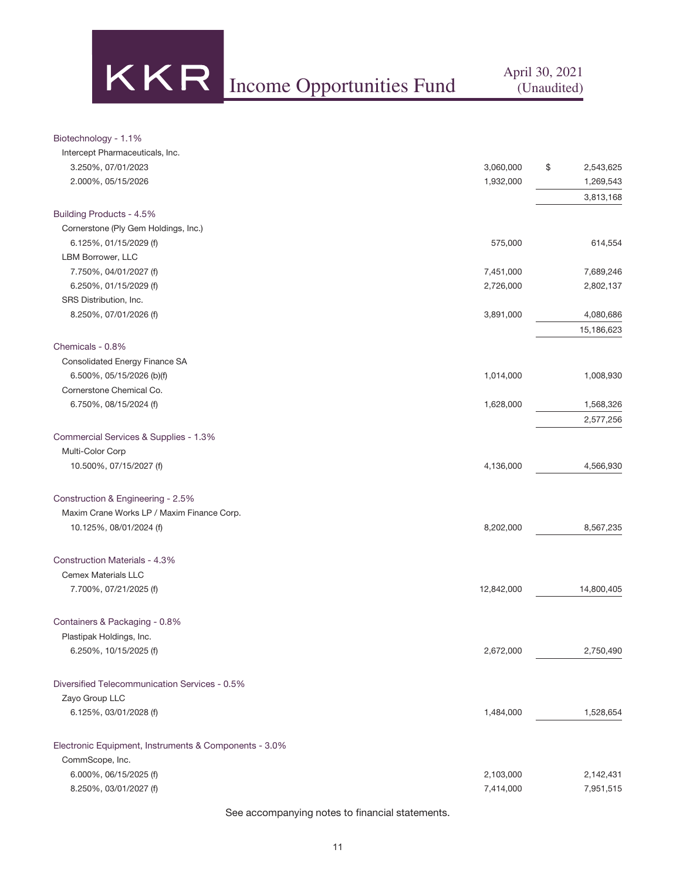| | Par | Value |
|---|---|---|
| **Biotechnology - 1.1%** | | |
| Intercept Pharmaceuticals, Inc. | | |
| 3.250%, 07/01/2023 | 3,060,000 | $ 2,543,625 |
| 2.000%, 05/15/2026 | 1,932,000 | 1,269,543 |
| | | 3,813,168 |
| **Building Products - 4.5%** | | |
| Cornerstone (Ply Gem Holdings, Inc.) | | |
| 6.125%, 01/15/2029 (f) | 575,000 | 614,554 |
| LBM Borrower, LLC | | |
| 7.750%, 04/01/2027 (f) | 7,451,000 | 7,689,246 |
| 6.250%, 01/15/2029 (f) | 2,726,000 | 2,802,137 |
| SRS Distribution, Inc. | | |
| 8.250%, 07/01/2026 (f) | 3,891,000 | 4,080,686 |
| | | 15,186,623 |
| **Chemicals - 0.8%** | | |
| Consolidated Energy Finance SA | | |
| 6.500%, 05/15/2026 (b)(f) | 1,014,000 | 1,008,930 |
| Cornerstone Chemical Co. | | |
| 6.750%, 08/15/2024 (f) | 1,628,000 | 1,568,326 |
| | | 2,577,256 |
| **Commercial Services & Supplies - 1.3%** | | |
| Multi-Color Corp | | |
| 10.500%, 07/15/2027 (f) | 4,136,000 | 4,566,930 |
| **Construction & Engineering - 2.5%** | | |
| Maxim Crane Works LP / Maxim Finance Corp. | | |
| 10.125%, 08/01/2024 (f) | 8,202,000 | 8,567,235 |
| **Construction Materials - 4.3%** | | |
| Cemex Materials LLC | | |
| 7.700%, 07/21/2025 (f) | 12,842,000 | 14,800,405 |
| **Containers & Packaging - 0.8%** | | |
| Plastipak Holdings, Inc. | | |
| 6.250%, 10/15/2025 (f) | 2,672,000 | 2,750,490 |
| **Diversified Telecommunication Services - 0.5%** | | |
| Zayo Group LLC | | |
| 6.125%, 03/01/2028 (f) | 1,484,000 | 1,528,654 |
| **Electronic Equipment, Instruments & Components - 3.0%** | | |
| CommScope, Inc. | | |
| 6.000%, 06/15/2025 (f) | 2,103,000 | 2,142,431 |
| 8.250%, 03/01/2027 (f) | 7,414,000 | 7,951,515 |

See accompanying notes to financial statements.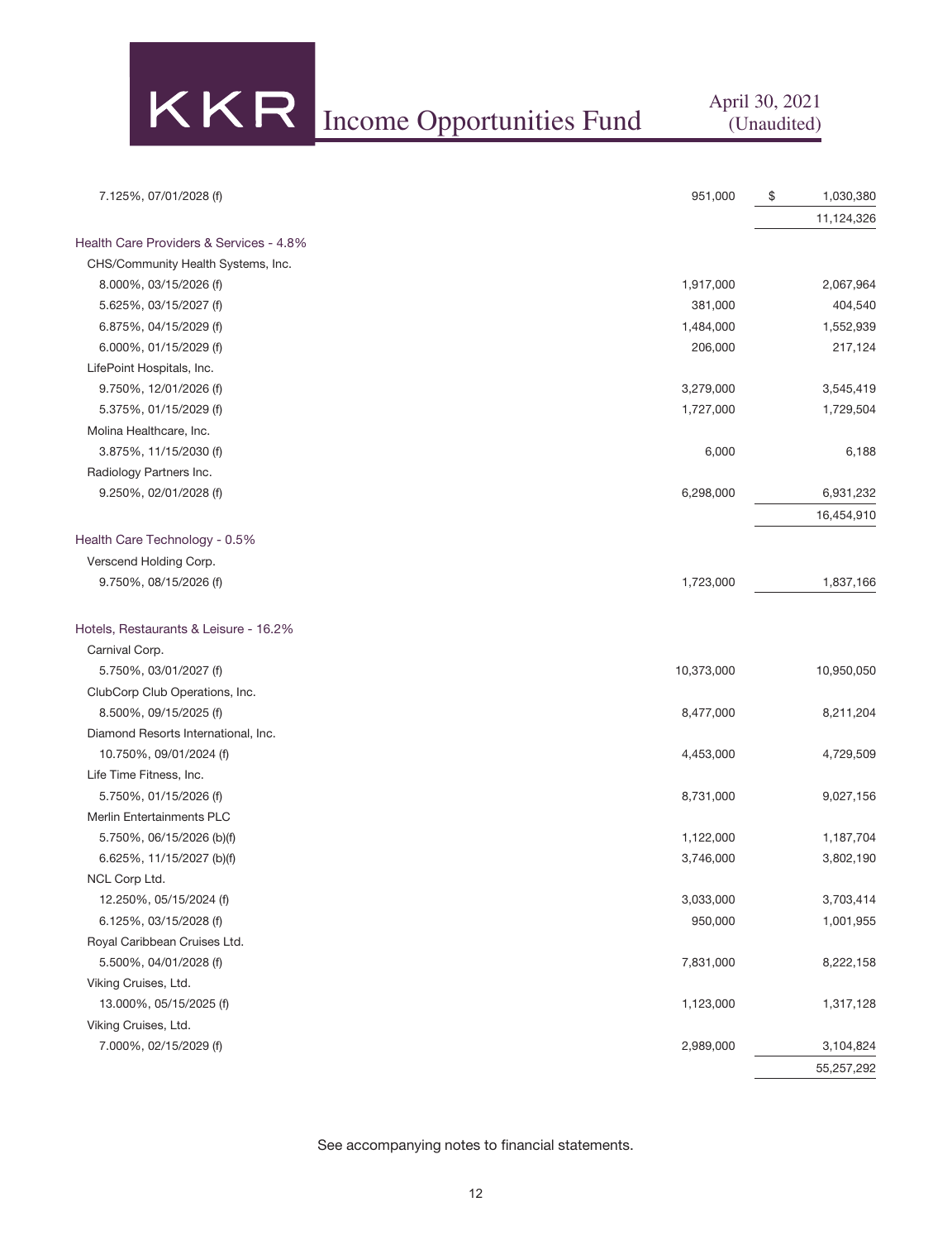| | Par | Value |
|---|---|---|
| 7.125%, 07/01/2028 (f) | 951,000 | $ 1,030,380 |
| | | 11,124,326 |
| **Health Care Providers & Services - 4.8%** | | |
| CHS/Community Health Systems, Inc. | | |
| 8.000%, 03/15/2026 (f) | 1,917,000 | 2,067,964 |
| 5.625%, 03/15/2027 (f) | 381,000 | 404,540 |
| 6.875%, 04/15/2029 (f) | 1,484,000 | 1,552,939 |
| 6.000%, 01/15/2029 (f) | 206,000 | 217,124 |
| LifePoint Hospitals, Inc. | | |
| 9.750%, 12/01/2026 (f) | 3,279,000 | 3,545,419 |
| 5.375%, 01/15/2029 (f) | 1,727,000 | 1,729,504 |
| Molina Healthcare, Inc. | | |
| 3.875%, 11/15/2030 (f) | 6,000 | 6,188 |
| Radiology Partners Inc. | | |
| 9.250%, 02/01/2028 (f) | 6,298,000 | 6,931,232 |
| | | 16,454,910 |
| **Health Care Technology - 0.5%** | | |
| Verscend Holding Corp. | | |
| 9.750%, 08/15/2026 (f) | 1,723,000 | 1,837,166 |
| **Hotels, Restaurants & Leisure - 16.2%** | | |
| Carnival Corp. | | |
| 5.750%, 03/01/2027 (f) | 10,373,000 | 10,950,050 |
| ClubCorp Club Operations, Inc. | | |
| 8.500%, 09/15/2025 (f) | 8,477,000 | 8,211,204 |
| Diamond Resorts International, Inc. | | |
| 10.750%, 09/01/2024 (f) | 4,453,000 | 4,729,509 |
| Life Time Fitness, Inc. | | |
| 5.750%, 01/15/2026 (f) | 8,731,000 | 9,027,156 |
| Merlin Entertainments PLC | | |
| 5.750%, 06/15/2026 (b)(f) | 1,122,000 | 1,187,704 |
| 6.625%, 11/15/2027 (b)(f) | 3,746,000 | 3,802,190 |
| NCL Corp Ltd. | | |
| 12.250%, 05/15/2024 (f) | 3,033,000 | 3,703,414 |
| 6.125%, 03/15/2028 (f) | 950,000 | 1,001,955 |
| Royal Caribbean Cruises Ltd. | | |
| 5.500%, 04/01/2028 (f) | 7,831,000 | 8,222,158 |
| Viking Cruises, Ltd. | | |
| 13.000%, 05/15/2025 (f) | 1,123,000 | 1,317,128 |
| Viking Cruises, Ltd. | | |
| 7.000%, 02/15/2029 (f) | 2,989,000 | 3,104,824 |
| | | 55,257,292 |

See accompanying notes to financial statements.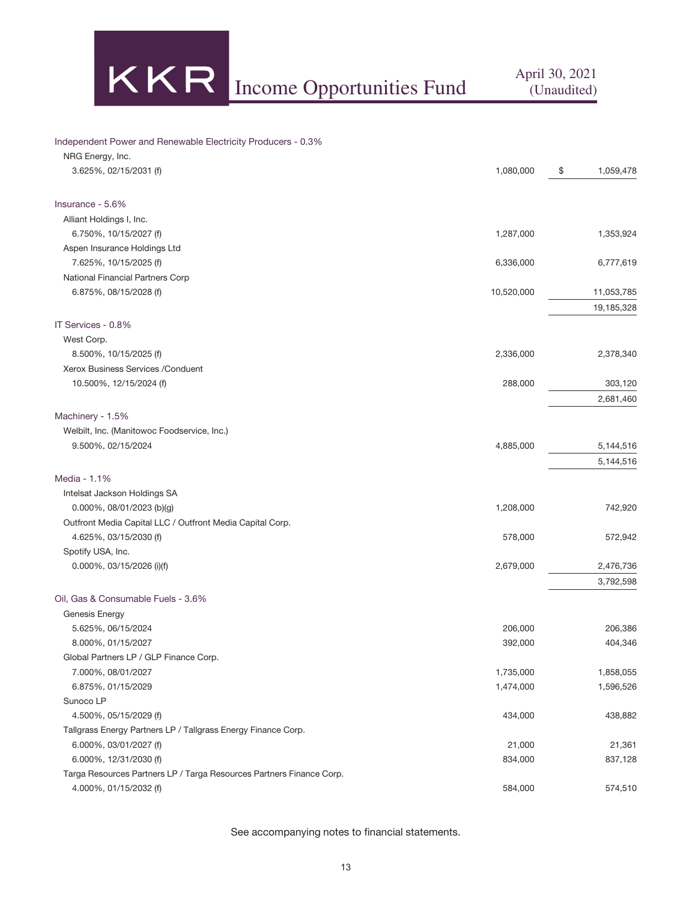| | Principal | Value |
|---|---|---|
| **Independent Power and Renewable Electricity Producers - 0.3%** | | |
| NRG Energy, Inc. | | |
| 3.625%, 02/15/2031 (f) | 1,080,000 | $ 1,059,478 |
| **Insurance - 5.6%** | | |
| Alliant Holdings I, Inc. | | |
| 6.750%, 10/15/2027 (f) | 1,287,000 | 1,353,924 |
| Aspen Insurance Holdings Ltd | | |
| 7.625%, 10/15/2025 (f) | 6,336,000 | 6,777,619 |
| National Financial Partners Corp | | |
| 6.875%, 08/15/2028 (f) | 10,520,000 | 11,053,785 |
| | | 19,185,328 |
| **IT Services - 0.8%** | | |
| West Corp. | | |
| 8.500%, 10/15/2025 (f) | 2,336,000 | 2,378,340 |
| Xerox Business Services /Conduent | | |
| 10.500%, 12/15/2024 (f) | 288,000 | 303,120 |
| | | 2,681,460 |
| **Machinery - 1.5%** | | |
| Welbilt, Inc. (Manitowoc Foodservice, Inc.) | | |
| 9.500%, 02/15/2024 | 4,885,000 | 5,144,516 |
| | | 5,144,516 |
| **Media - 1.1%** | | |
| Intelsat Jackson Holdings SA | | |
| 0.000%, 08/01/2023 (b)(g) | 1,208,000 | 742,920 |
| Outfront Media Capital LLC / Outfront Media Capital Corp. | | |
| 4.625%, 03/15/2030 (f) | 578,000 | 572,942 |
| Spotify USA, Inc. | | |
| 0.000%, 03/15/2026 (i)(f) | 2,679,000 | 2,476,736 |
| | | 3,792,598 |
| **Oil, Gas & Consumable Fuels - 3.6%** | | |
| Genesis Energy | | |
| 5.625%, 06/15/2024 | 206,000 | 206,386 |
| 8.000%, 01/15/2027 | 392,000 | 404,346 |
| Global Partners LP / GLP Finance Corp. | | |
| 7.000%, 08/01/2027 | 1,735,000 | 1,858,055 |
| 6.875%, 01/15/2029 | 1,474,000 | 1,596,526 |
| Sunoco LP | | |
| 4.500%, 05/15/2029 (f) | 434,000 | 438,882 |
| Tallgrass Energy Partners LP / Tallgrass Energy Finance Corp. | | |
| 6.000%, 03/01/2027 (f) | 21,000 | 21,361 |
| 6.000%, 12/31/2030 (f) | 834,000 | 837,128 |
| Targa Resources Partners LP / Targa Resources Partners Finance Corp. | | |
| 4.000%, 01/15/2032 (f) | 584,000 | 574,510 |

See accompanying notes to financial statements.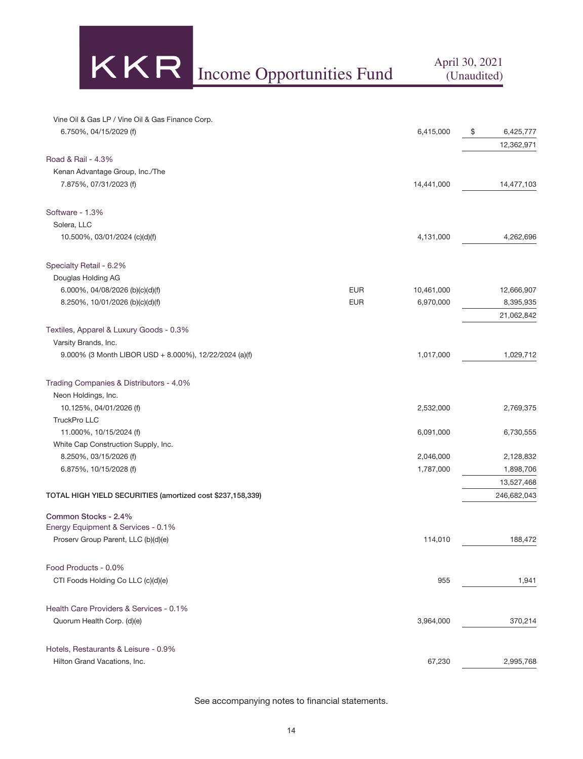| | Currency | Par/Shares | Value |
|---|---|---|---|
| Vine Oil & Gas LP / Vine Oil & Gas Finance Corp. | | | |
| 6.750%, 04/15/2029 (f) | | 6,415,000 | $ 6,425,777 |
| | | | 12,362,971 |
| Road & Rail - 4.3% | | | |
| Kenan Advantage Group, Inc./The | | | |
| 7.875%, 07/31/2023 (f) | | 14,441,000 | 14,477,103 |
| Software - 1.3% | | | |
| Solera, LLC | | | |
| 10.500%, 03/01/2024 (c)(d)(f) | | 4,131,000 | 4,262,696 |
| Specialty Retail - 6.2% | | | |
| Douglas Holding AG | | | |
| 6.000%, 04/08/2026 (b)(c)(d)(f) | EUR | 10,461,000 | 12,666,907 |
| 8.250%, 10/01/2026 (b)(c)(d)(f) | EUR | 6,970,000 | 8,395,935 |
| | | | 21,062,842 |
| Textiles, Apparel & Luxury Goods - 0.3% | | | |
| Varsity Brands, Inc. | | | |
| 9.000% (3 Month LIBOR USD + 8.000%), 12/22/2024 (a)(f) | | 1,017,000 | 1,029,712 |
| Trading Companies & Distributors - 4.0% | | | |
| Neon Holdings, Inc. | | | |
| 10.125%, 04/01/2026 (f) | | 2,532,000 | 2,769,375 |
| TruckPro LLC | | | |
| 11.000%, 10/15/2024 (f) | | 6,091,000 | 6,730,555 |
| White Cap Construction Supply, Inc. | | | |
| 8.250%, 03/15/2026 (f) | | 2,046,000 | 2,128,832 |
| 6.875%, 10/15/2028 (f) | | 1,787,000 | 1,898,706 |
| | | | 13,527,468 |
| **TOTAL HIGH YIELD SECURITIES (amortized cost $237,158,339)** | | | 246,682,043 |
| **Common Stocks - 2.4%** | | | |
| Energy Equipment & Services - 0.1% | | | |
| Proserv Group Parent, LLC (b)(d)(e) | | 114,010 | 188,472 |
| Food Products - 0.0% | | | |
| CTI Foods Holding Co LLC (c)(d)(e) | | 955 | 1,941 |
| Health Care Providers & Services - 0.1% | | | |
| Quorum Health Corp. (d)(e) | | 3,964,000 | 370,214 |
| Hotels, Restaurants & Leisure - 0.9% | | | |
| Hilton Grand Vacations, Inc. | | 67,230 | 2,995,768 |

See accompanying notes to financial statements.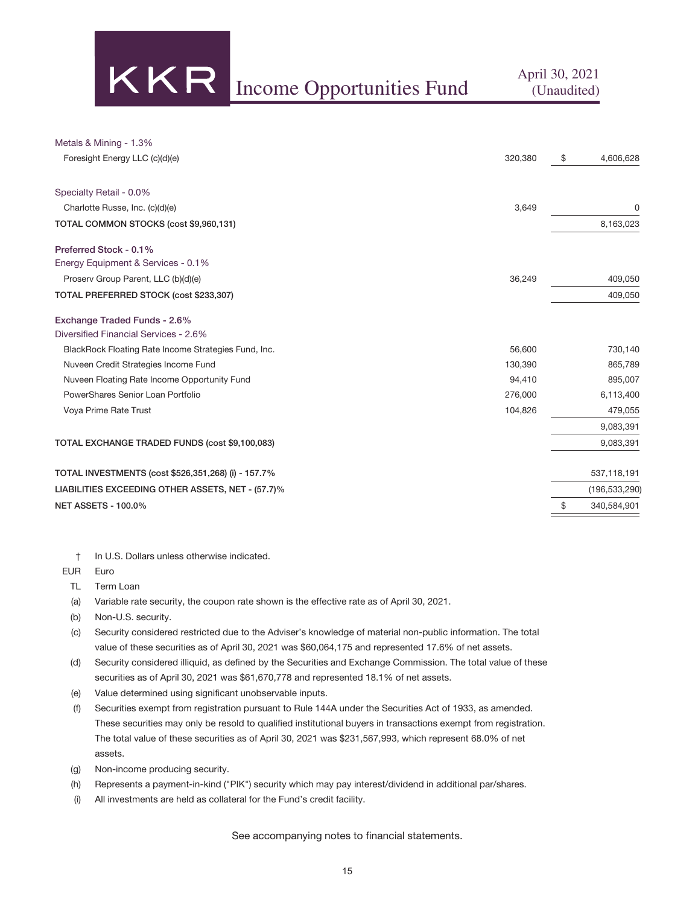| | Shares | Value |
|---|---|---|
| Metals & Mining - 1.3% | | |
| Foresight Energy LLC (c)(d)(e) | 320,380 | $ 4,606,628 |
| Specialty Retail - 0.0% | | |
| Charlotte Russe, Inc. (c)(d)(e) | 3,649 | 0 |
| **TOTAL COMMON STOCKS (cost $9,960,131)** | | 8,163,023 |
| **Preferred Stock - 0.1%** | | |
| Energy Equipment & Services - 0.1% | | |
| Proserv Group Parent, LLC (b)(d)(e) | 36,249 | 409,050 |
| **TOTAL PREFERRED STOCK (cost $233,307)** | | 409,050 |
| **Exchange Traded Funds - 2.6%** | | |
| Diversified Financial Services - 2.6% | | |
| BlackRock Floating Rate Income Strategies Fund, Inc. | 56,600 | 730,140 |
| Nuveen Credit Strategies Income Fund | 130,390 | 865,789 |
| Nuveen Floating Rate Income Opportunity Fund | 94,410 | 895,007 |
| PowerShares Senior Loan Portfolio | 276,000 | 6,113,400 |
| Voya Prime Rate Trust | 104,826 | 479,055 |
| | | 9,083,391 |
| **TOTAL EXCHANGE TRADED FUNDS (cost $9,100,083)** | | 9,083,391 |
| **TOTAL INVESTMENTS (cost $526,351,268) (i) - 157.7%** | | 537,118,191 |
| **LIABILITIES EXCEEDING OTHER ASSETS, NET - (57.7)%** | | (196,533,290) |
| **NET ASSETS - 100.0%** | | $ 340,584,901 |

† In U.S. Dollars unless otherwise indicated.

EUR Euro

TL Term Loan

(a) Variable rate security, the coupon rate shown is the effective rate as of April 30, 2021.

(b) Non-U.S. security.

(c) Security considered restricted due to the Adviser's knowledge of material non-public information. The total value of these securities as of April 30, 2021 was $60,064,175 and represented 17.6% of net assets.

(d) Security considered illiquid, as defined by the Securities and Exchange Commission. The total value of these securities as of April 30, 2021 was $61,670,778 and represented 18.1% of net assets.

(e) Value determined using significant unobservable inputs.

(f) Securities exempt from registration pursuant to Rule 144A under the Securities Act of 1933, as amended. These securities may only be resold to qualified institutional buyers in transactions exempt from registration. The total value of these securities as of April 30, 2021 was $231,567,993, which represent 68.0% of net assets.

(g) Non-income producing security.

(h) Represents a payment-in-kind ("PIK") security which may pay interest/dividend in additional par/shares.

(i) All investments are held as collateral for the Fund's credit facility.

See accompanying notes to financial statements.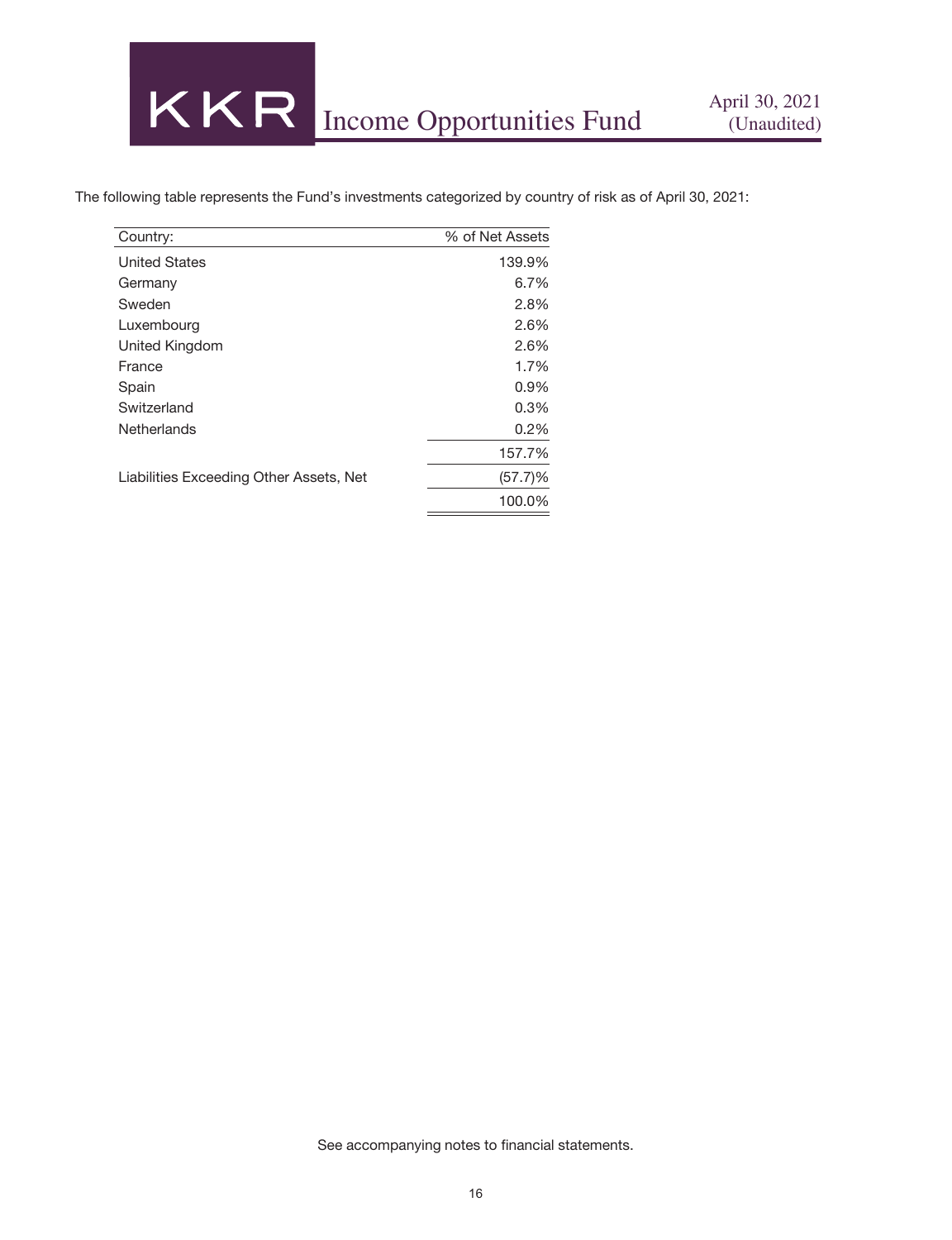The following table represents the Fund's investments categorized by country of risk as of April 30, 2021:

| Country: | % of Net Assets |
|---|---|
| United States | 139.9% |
| Germany | 6.7% |
| Sweden | 2.8% |
| Luxembourg | 2.6% |
| United Kingdom | 2.6% |
| France | 1.7% |
| Spain | 0.9% |
| Switzerland | 0.3% |
| Netherlands | 0.2% |
| | 157.7% |
| Liabilities Exceeding Other Assets, Net | (57.7)% |
| | 100.0% |

See accompanying notes to financial statements.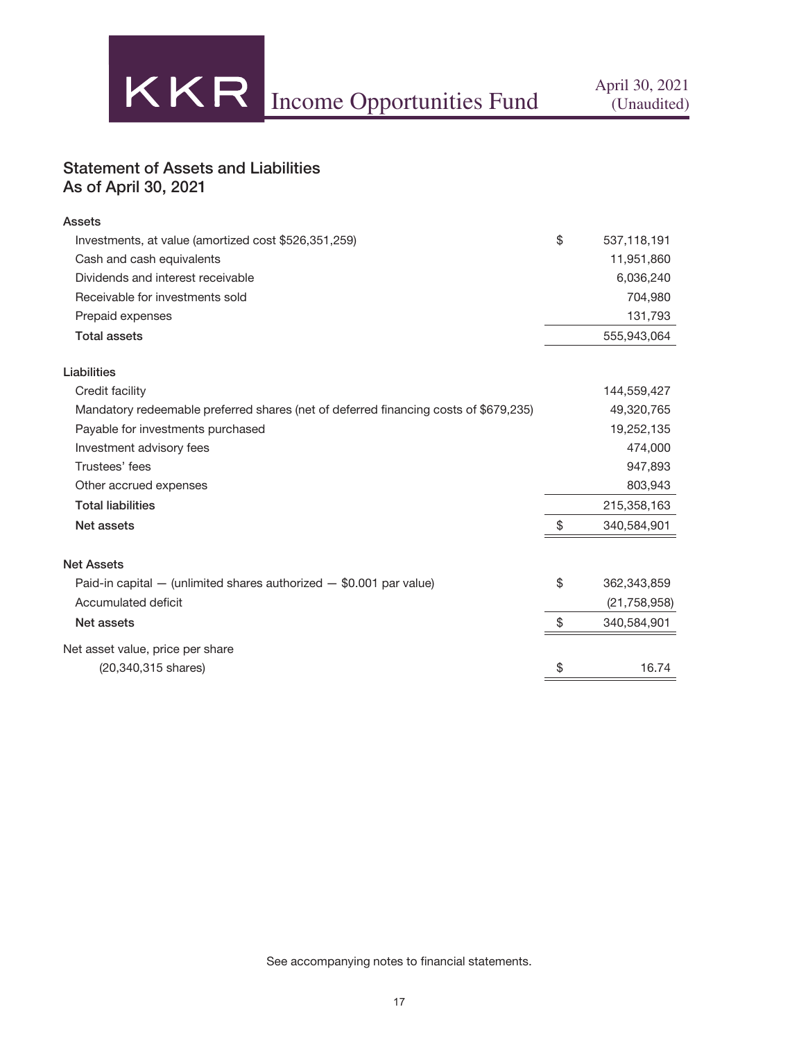## Statement of Assets and Liabilities
## As of April 30, 2021

| | |
|---|---|
| **Assets** | |
| Investments, at value (amortized cost $526,351,259) | $ 537,118,191 |
| Cash and cash equivalents | 11,951,860 |
| Dividends and interest receivable | 6,036,240 |
| Receivable for investments sold | 704,980 |
| Prepaid expenses | 131,793 |
| **Total assets** | 555,943,064 |
| | |
| **Liabilities** | |
| Credit facility | 144,559,427 |
| Mandatory redeemable preferred shares (net of deferred financing costs of $679,235) | 49,320,765 |
| Payable for investments purchased | 19,252,135 |
| Investment advisory fees | 474,000 |
| Trustees' fees | 947,893 |
| Other accrued expenses | 803,943 |
| **Total liabilities** | 215,358,163 |
| **Net assets** | $ 340,584,901 |
| | |
| **Net Assets** | |
| Paid-in capital — (unlimited shares authorized — $0.001 par value) | $ 362,343,859 |
| Accumulated deficit | (21,758,958) |
| **Net assets** | $ 340,584,901 |
| | |
| Net asset value, price per share | |
| (20,340,315 shares) | $ 16.74 |

See accompanying notes to financial statements.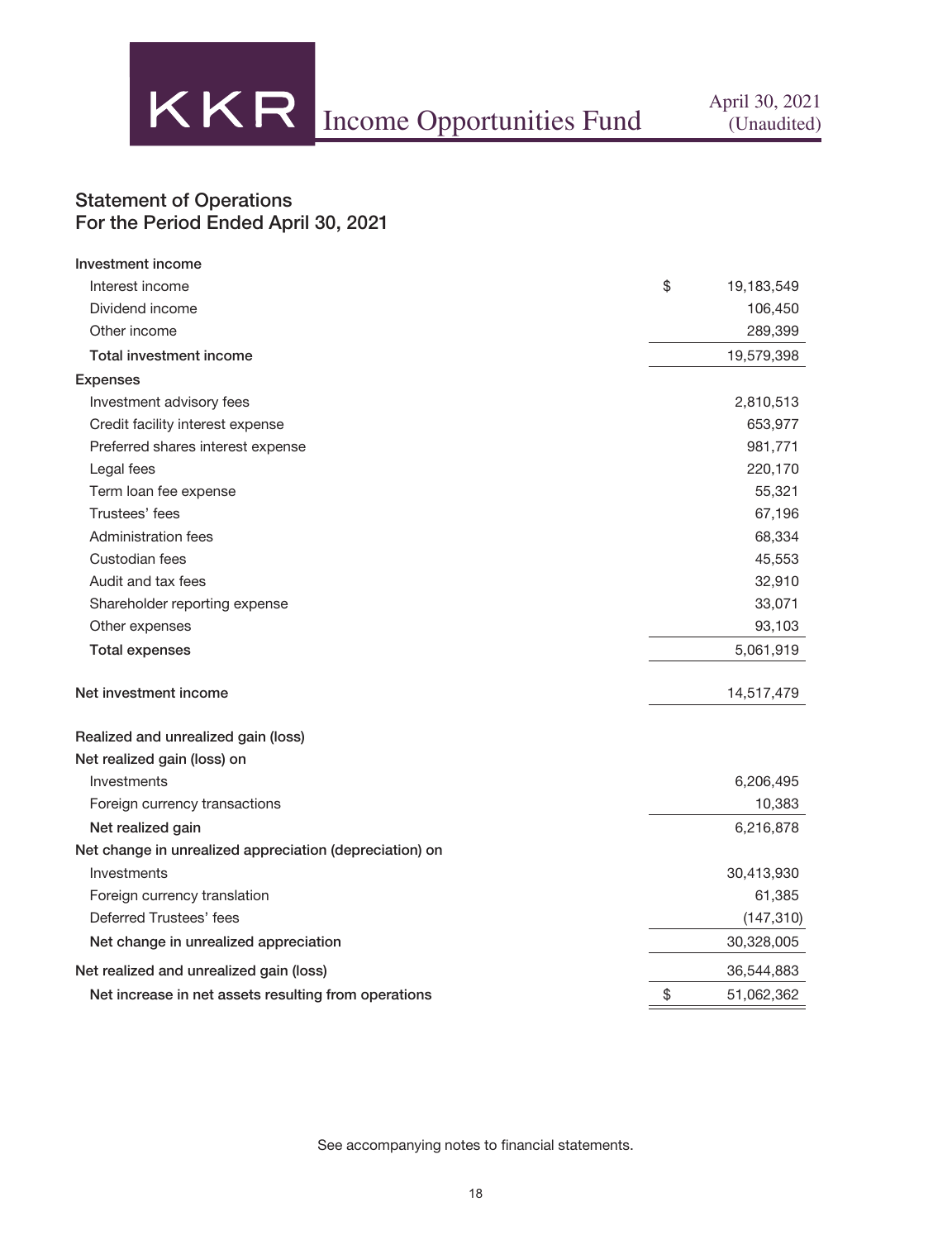## Statement of Operations
## For the Period Ended April 30, 2021

| | |
|---|---|
| **Investment income** | |
| Interest income | $ 19,183,549 |
| Dividend income | 106,450 |
| Other income | 289,399 |
| **Total investment income** | 19,579,398 |
| **Expenses** | |
| Investment advisory fees | 2,810,513 |
| Credit facility interest expense | 653,977 |
| Preferred shares interest expense | 981,771 |
| Legal fees | 220,170 |
| Term loan fee expense | 55,321 |
| Trustees' fees | 67,196 |
| Administration fees | 68,334 |
| Custodian fees | 45,553 |
| Audit and tax fees | 32,910 |
| Shareholder reporting expense | 33,071 |
| Other expenses | 93,103 |
| **Total expenses** | 5,061,919 |
| **Net investment income** | 14,517,479 |
| **Realized and unrealized gain (loss)** | |
| **Net realized gain (loss) on** | |
| Investments | 6,206,495 |
| Foreign currency transactions | 10,383 |
| **Net realized gain** | 6,216,878 |
| **Net change in unrealized appreciation (depreciation) on** | |
| Investments | 30,413,930 |
| Foreign currency translation | 61,385 |
| Deferred Trustees' fees | (147,310) |
| **Net change in unrealized appreciation** | 30,328,005 |
| **Net realized and unrealized gain (loss)** | 36,544,883 |
| **Net increase in net assets resulting from operations** | $ 51,062,362 |

See accompanying notes to financial statements.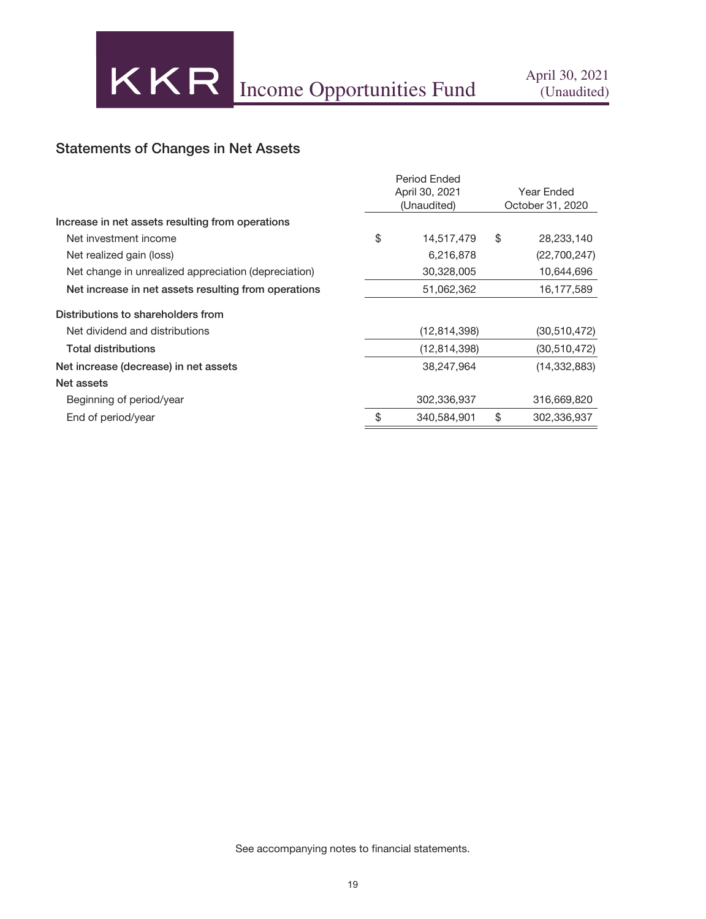## Statements of Changes in Net Assets

| | Period Ended April 30, 2021 (Unaudited) | Year Ended October 31, 2020 |
|---|---|---|
| **Increase in net assets resulting from operations** | | |
| Net investment income | $ 14,517,479 | $ 28,233,140 |
| Net realized gain (loss) | 6,216,878 | (22,700,247) |
| Net change in unrealized appreciation (depreciation) | 30,328,005 | 10,644,696 |
| **Net increase in net assets resulting from operations** | 51,062,362 | 16,177,589 |
| **Distributions to shareholders from** | | |
| Net dividend and distributions | (12,814,398) | (30,510,472) |
| **Total distributions** | (12,814,398) | (30,510,472) |
| **Net increase (decrease) in net assets** | 38,247,964 | (14,332,883) |
| **Net assets** | | |
| Beginning of period/year | 302,336,937 | 316,669,820 |
| End of period/year | $ 340,584,901 | $ 302,336,937 |

See accompanying notes to financial statements.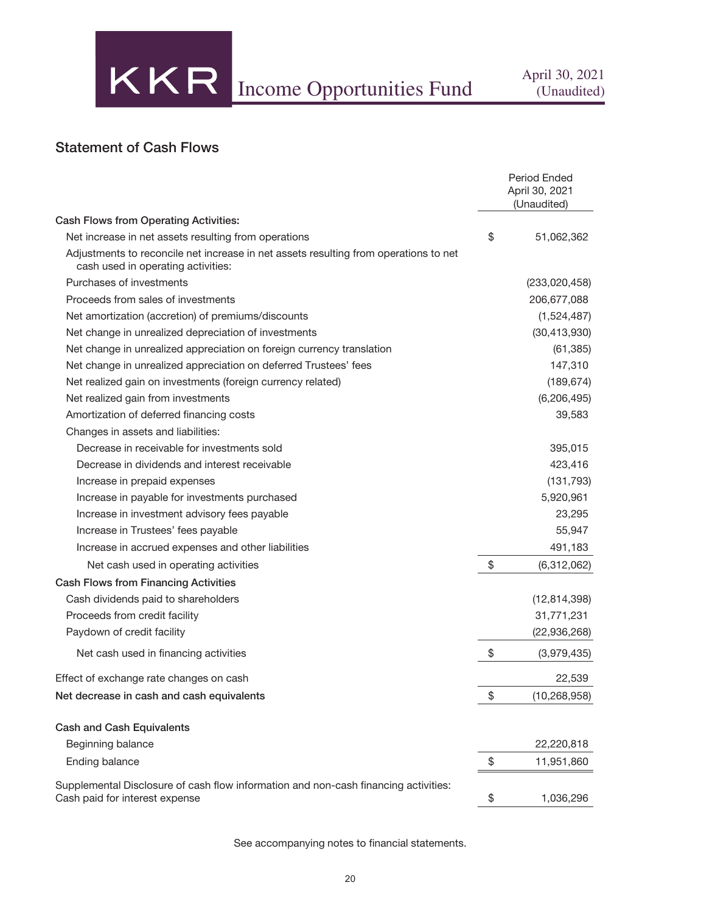## Statement of Cash Flows

| | | Period Ended April 30, 2021 (Unaudited) |
|---|---|---|
| **Cash Flows from Operating Activities:** | | |
| Net increase in net assets resulting from operations | $ | 51,062,362 |
| Adjustments to reconcile net increase in net assets resulting from operations to net cash used in operating activities: | | |
| Purchases of investments | | (233,020,458) |
| Proceeds from sales of investments | | 206,677,088 |
| Net amortization (accretion) of premiums/discounts | | (1,524,487) |
| Net change in unrealized depreciation of investments | | (30,413,930) |
| Net change in unrealized appreciation on foreign currency translation | | (61,385) |
| Net change in unrealized appreciation on deferred Trustees' fees | | 147,310 |
| Net realized gain on investments (foreign currency related) | | (189,674) |
| Net realized gain from investments | | (6,206,495) |
| Amortization of deferred financing costs | | 39,583 |
| Changes in assets and liabilities: | | |
| Decrease in receivable for investments sold | | 395,015 |
| Decrease in dividends and interest receivable | | 423,416 |
| Increase in prepaid expenses | | (131,793) |
| Increase in payable for investments purchased | | 5,920,961 |
| Increase in investment advisory fees payable | | 23,295 |
| Increase in Trustees' fees payable | | 55,947 |
| Increase in accrued expenses and other liabilities | | 491,183 |
| Net cash used in operating activities | $ | (6,312,062) |
| **Cash Flows from Financing Activities** | | |
| Cash dividends paid to shareholders | | (12,814,398) |
| Proceeds from credit facility | | 31,771,231 |
| Paydown of credit facility | | (22,936,268) |
| Net cash used in financing activities | $ | (3,979,435) |
| Effect of exchange rate changes on cash | | 22,539 |
| **Net decrease in cash and cash equivalents** | $ | (10,268,958) |
| **Cash and Cash Equivalents** | | |
| Beginning balance | | 22,220,818 |
| Ending balance | $ | 11,951,860 |
| Supplemental Disclosure of cash flow information and non-cash financing activities: Cash paid for interest expense | $ | 1,036,296 |

See accompanying notes to financial statements.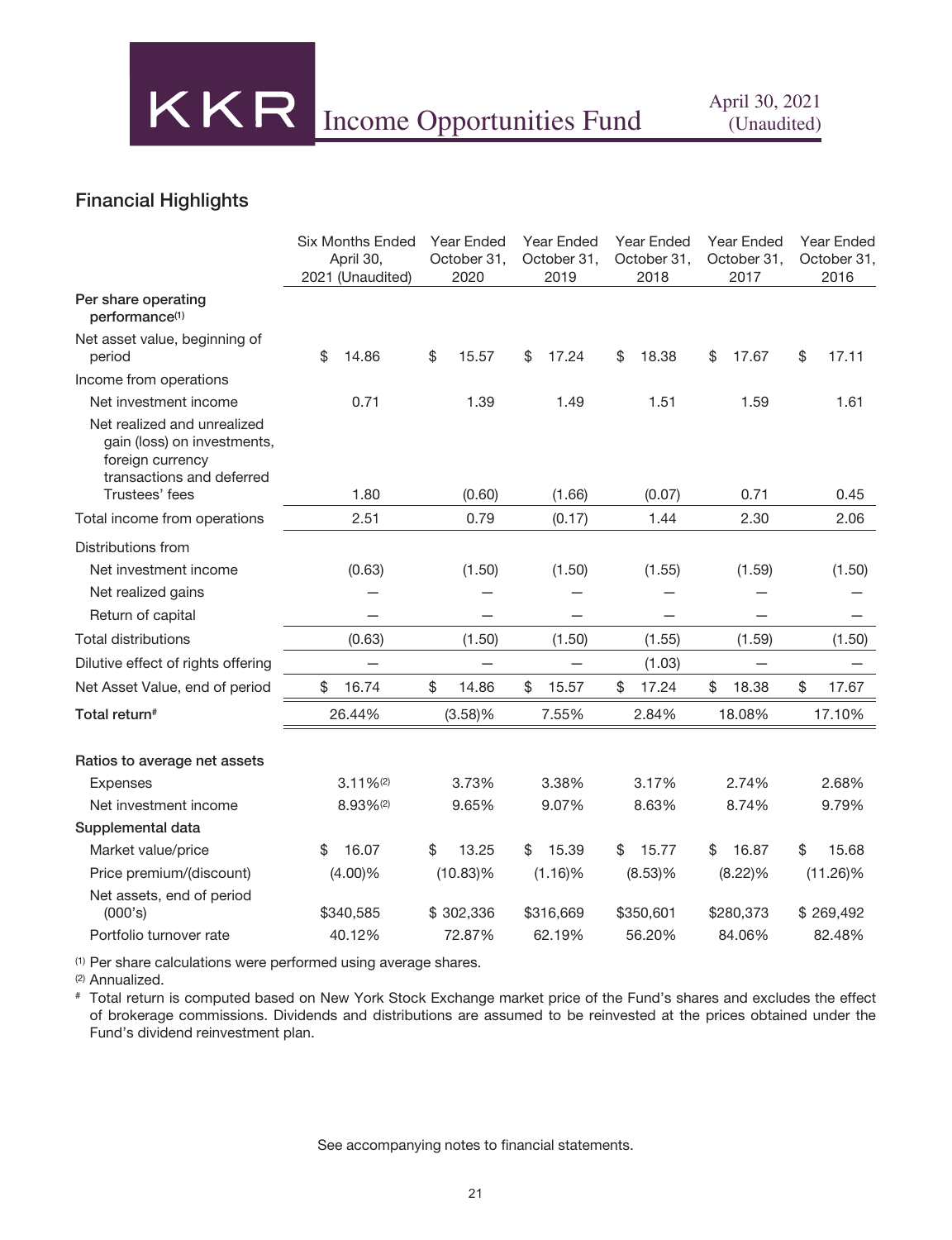## Financial Highlights

| | Six Months Ended April 30, 2021 (Unaudited) | Year Ended October 31, 2020 | Year Ended October 31, 2019 | Year Ended October 31, 2018 | Year Ended October 31, 2017 | Year Ended October 31, 2016 |
|---|---|---|---|---|---|---|
| **Per share operating performance**[(1)] | | | | | | |
| Net asset value, beginning of period | $ 14.86 | $ 15.57 | $ 17.24 | $ 18.38 | $ 17.67 | $ 17.11 |
| Income from operations | | | | | | |
| Net investment income | 0.71 | 1.39 | 1.49 | 1.51 | 1.59 | 1.61 |
| Net realized and unrealized gain (loss) on investments, foreign currency transactions and deferred Trustees' fees | 1.80 | (0.60) | (1.66) | (0.07) | 0.71 | 0.45 |
| Total income from operations | 2.51 | 0.79 | (0.17) | 1.44 | 2.30 | 2.06 |
| Distributions from | | | | | | |
| Net investment income | (0.63) | (1.50) | (1.50) | (1.55) | (1.59) | (1.50) |
| Net realized gains | — | — | — | — | — | — |
| Return of capital | — | — | — | — | — | — |
| Total distributions | (0.63) | (1.50) | (1.50) | (1.55) | (1.59) | (1.50) |
| Dilutive effect of rights offering | — | — | — | (1.03) | — | — |
| Net Asset Value, end of period | $ 16.74 | $ 14.86 | $ 15.57 | $ 17.24 | $ 18.38 | $ 17.67 |
| **Total return**[#] | 26.44% | (3.58)% | 7.55% | 2.84% | 18.08% | 17.10% |
| **Ratios to average net assets** | | | | | | |
| Expenses | 3.11%[(2)] | 3.73% | 3.38% | 3.17% | 2.74% | 2.68% |
| Net investment income | 8.93%[(2)] | 9.65% | 9.07% | 8.63% | 8.74% | 9.79% |
| **Supplemental data** | | | | | | |
| Market value/price | $ 16.07 | $ 13.25 | $ 15.39 | $ 15.77 | $ 16.87 | $ 15.68 |
| Price premium/(discount) | (4.00)% | (10.83)% | (1.16)% | (8.53)% | (8.22)% | (11.26)% |
| Net assets, end of period (000's) | $340,585 | $ 302,336 | $316,669 | $350,601 | $280,373 | $ 269,492 |
| Portfolio turnover rate | 40.12% | 72.87% | 62.19% | 56.20% | 84.06% | 82.48% |

(1) Per share calculations were performed using average shares.

(2) Annualized.

# Total return is computed based on New York Stock Exchange market price of the Fund's shares and excludes the effect of brokerage commissions. Dividends and distributions are assumed to be reinvested at the prices obtained under the Fund's dividend reinvestment plan.

See accompanying notes to financial statements.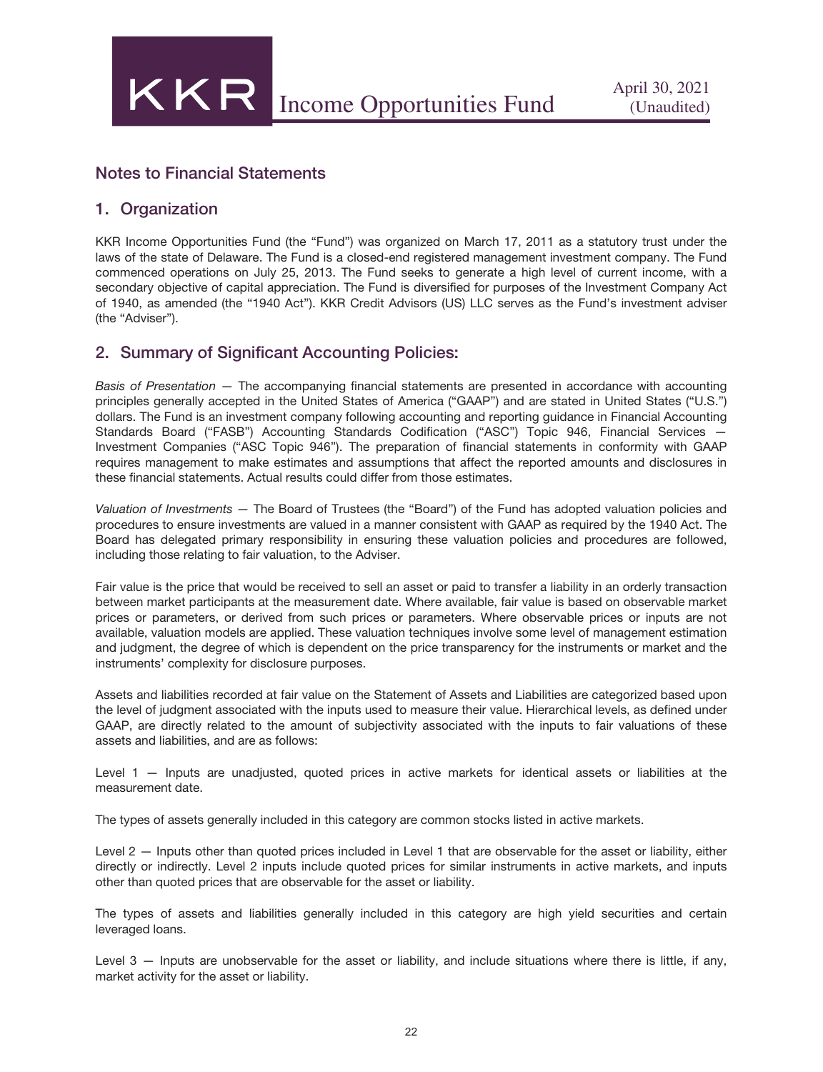## Notes to Financial Statements

## 1. Organization

KKR Income Opportunities Fund (the "Fund") was organized on March 17, 2011 as a statutory trust under the laws of the state of Delaware. The Fund is a closed-end registered management investment company. The Fund commenced operations on July 25, 2013. The Fund seeks to generate a high level of current income, with a secondary objective of capital appreciation. The Fund is diversified for purposes of the Investment Company Act of 1940, as amended (the "1940 Act"). KKR Credit Advisors (US) LLC serves as the Fund's investment adviser (the "Adviser").

## 2. Summary of Significant Accounting Policies:

*Basis of Presentation* — The accompanying financial statements are presented in accordance with accounting principles generally accepted in the United States of America ("GAAP") and are stated in United States ("U.S.") dollars. The Fund is an investment company following accounting and reporting guidance in Financial Accounting Standards Board ("FASB") Accounting Standards Codification ("ASC") Topic 946, Financial Services — Investment Companies ("ASC Topic 946"). The preparation of financial statements in conformity with GAAP requires management to make estimates and assumptions that affect the reported amounts and disclosures in these financial statements. Actual results could differ from those estimates.

*Valuation of Investments* — The Board of Trustees (the "Board") of the Fund has adopted valuation policies and procedures to ensure investments are valued in a manner consistent with GAAP as required by the 1940 Act. The Board has delegated primary responsibility in ensuring these valuation policies and procedures are followed, including those relating to fair valuation, to the Adviser.

Fair value is the price that would be received to sell an asset or paid to transfer a liability in an orderly transaction between market participants at the measurement date. Where available, fair value is based on observable market prices or parameters, or derived from such prices or parameters. Where observable prices or inputs are not available, valuation models are applied. These valuation techniques involve some level of management estimation and judgment, the degree of which is dependent on the price transparency for the instruments or market and the instruments' complexity for disclosure purposes.

Assets and liabilities recorded at fair value on the Statement of Assets and Liabilities are categorized based upon the level of judgment associated with the inputs used to measure their value. Hierarchical levels, as defined under GAAP, are directly related to the amount of subjectivity associated with the inputs to fair valuations of these assets and liabilities, and are as follows:

Level 1 — Inputs are unadjusted, quoted prices in active markets for identical assets or liabilities at the measurement date.

The types of assets generally included in this category are common stocks listed in active markets.

Level 2 — Inputs other than quoted prices included in Level 1 that are observable for the asset or liability, either directly or indirectly. Level 2 inputs include quoted prices for similar instruments in active markets, and inputs other than quoted prices that are observable for the asset or liability.

The types of assets and liabilities generally included in this category are high yield securities and certain leveraged loans.

Level 3 — Inputs are unobservable for the asset or liability, and include situations where there is little, if any, market activity for the asset or liability.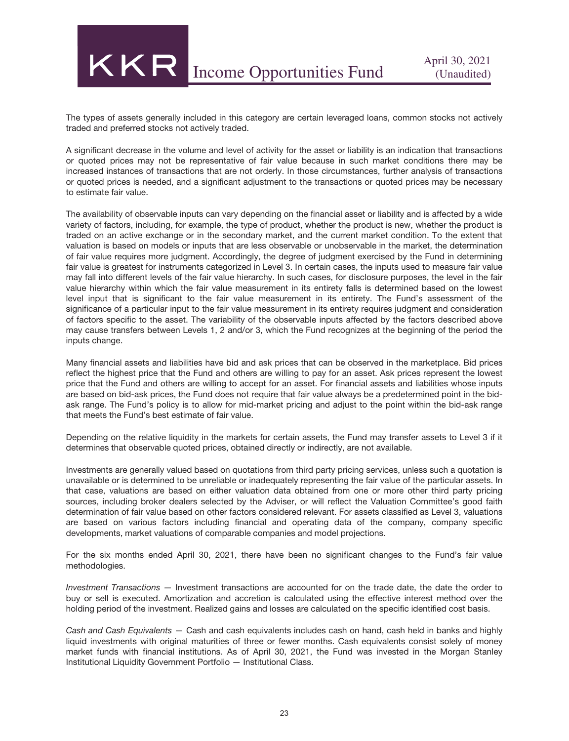The types of assets generally included in this category are certain leveraged loans, common stocks not actively traded and preferred stocks not actively traded.

A significant decrease in the volume and level of activity for the asset or liability is an indication that transactions or quoted prices may not be representative of fair value because in such market conditions there may be increased instances of transactions that are not orderly. In those circumstances, further analysis of transactions or quoted prices is needed, and a significant adjustment to the transactions or quoted prices may be necessary to estimate fair value.

The availability of observable inputs can vary depending on the financial asset or liability and is affected by a wide variety of factors, including, for example, the type of product, whether the product is new, whether the product is traded on an active exchange or in the secondary market, and the current market condition. To the extent that valuation is based on models or inputs that are less observable or unobservable in the market, the determination of fair value requires more judgment. Accordingly, the degree of judgment exercised by the Fund in determining fair value is greatest for instruments categorized in Level 3. In certain cases, the inputs used to measure fair value may fall into different levels of the fair value hierarchy. In such cases, for disclosure purposes, the level in the fair value hierarchy within which the fair value measurement in its entirety falls is determined based on the lowest level input that is significant to the fair value measurement in its entirety. The Fund's assessment of the significance of a particular input to the fair value measurement in its entirety requires judgment and consideration of factors specific to the asset. The variability of the observable inputs affected by the factors described above may cause transfers between Levels 1, 2 and/or 3, which the Fund recognizes at the beginning of the period the inputs change.

Many financial assets and liabilities have bid and ask prices that can be observed in the marketplace. Bid prices reflect the highest price that the Fund and others are willing to pay for an asset. Ask prices represent the lowest price that the Fund and others are willing to accept for an asset. For financial assets and liabilities whose inputs are based on bid-ask prices, the Fund does not require that fair value always be a predetermined point in the bid-ask range. The Fund's policy is to allow for mid-market pricing and adjust to the point within the bid-ask range that meets the Fund's best estimate of fair value.

Depending on the relative liquidity in the markets for certain assets, the Fund may transfer assets to Level 3 if it determines that observable quoted prices, obtained directly or indirectly, are not available.

Investments are generally valued based on quotations from third party pricing services, unless such a quotation is unavailable or is determined to be unreliable or inadequately representing the fair value of the particular assets. In that case, valuations are based on either valuation data obtained from one or more other third party pricing sources, including broker dealers selected by the Adviser, or will reflect the Valuation Committee's good faith determination of fair value based on other factors considered relevant. For assets classified as Level 3, valuations are based on various factors including financial and operating data of the company, company specific developments, market valuations of comparable companies and model projections.

For the six months ended April 30, 2021, there have been no significant changes to the Fund's fair value methodologies.

*Investment Transactions* — Investment transactions are accounted for on the trade date, the date the order to buy or sell is executed. Amortization and accretion is calculated using the effective interest method over the holding period of the investment. Realized gains and losses are calculated on the specific identified cost basis.

*Cash and Cash Equivalents* — Cash and cash equivalents includes cash on hand, cash held in banks and highly liquid investments with original maturities of three or fewer months. Cash equivalents consist solely of money market funds with financial institutions. As of April 30, 2021, the Fund was invested in the Morgan Stanley Institutional Liquidity Government Portfolio — Institutional Class.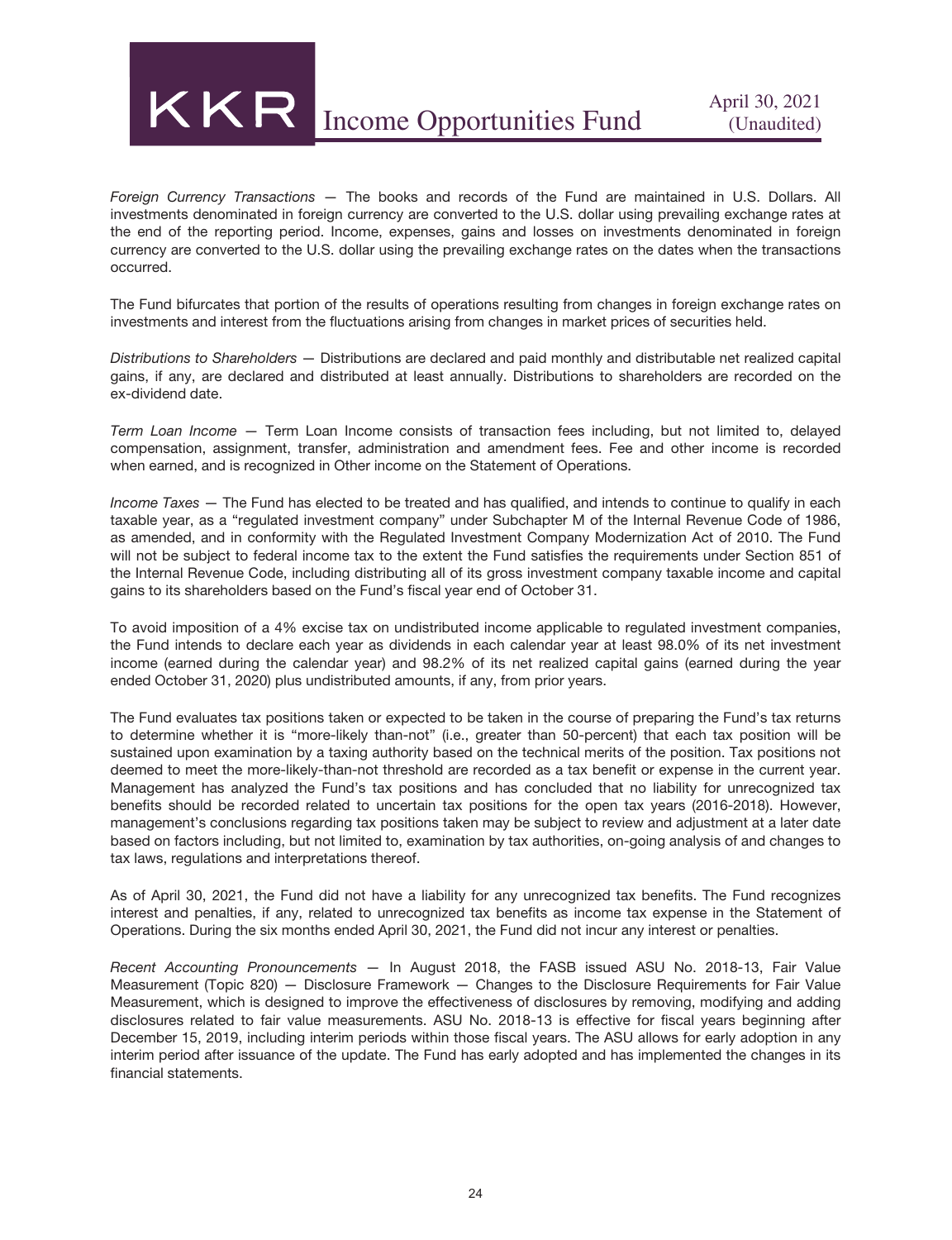*Foreign Currency Transactions* — The books and records of the Fund are maintained in U.S. Dollars. All investments denominated in foreign currency are converted to the U.S. dollar using prevailing exchange rates at the end of the reporting period. Income, expenses, gains and losses on investments denominated in foreign currency are converted to the U.S. dollar using the prevailing exchange rates on the dates when the transactions occurred.

The Fund bifurcates that portion of the results of operations resulting from changes in foreign exchange rates on investments and interest from the fluctuations arising from changes in market prices of securities held.

*Distributions to Shareholders* — Distributions are declared and paid monthly and distributable net realized capital gains, if any, are declared and distributed at least annually. Distributions to shareholders are recorded on the ex-dividend date.

*Term Loan Income* — Term Loan Income consists of transaction fees including, but not limited to, delayed compensation, assignment, transfer, administration and amendment fees. Fee and other income is recorded when earned, and is recognized in Other income on the Statement of Operations.

*Income Taxes* — The Fund has elected to be treated and has qualified, and intends to continue to qualify in each taxable year, as a "regulated investment company" under Subchapter M of the Internal Revenue Code of 1986, as amended, and in conformity with the Regulated Investment Company Modernization Act of 2010. The Fund will not be subject to federal income tax to the extent the Fund satisfies the requirements under Section 851 of the Internal Revenue Code, including distributing all of its gross investment company taxable income and capital gains to its shareholders based on the Fund's fiscal year end of October 31.

To avoid imposition of a 4% excise tax on undistributed income applicable to regulated investment companies, the Fund intends to declare each year as dividends in each calendar year at least 98.0% of its net investment income (earned during the calendar year) and 98.2% of its net realized capital gains (earned during the year ended October 31, 2020) plus undistributed amounts, if any, from prior years.

The Fund evaluates tax positions taken or expected to be taken in the course of preparing the Fund's tax returns to determine whether it is "more-likely than-not" (i.e., greater than 50-percent) that each tax position will be sustained upon examination by a taxing authority based on the technical merits of the position. Tax positions not deemed to meet the more-likely-than-not threshold are recorded as a tax benefit or expense in the current year. Management has analyzed the Fund's tax positions and has concluded that no liability for unrecognized tax benefits should be recorded related to uncertain tax positions for the open tax years (2016-2018). However, management's conclusions regarding tax positions taken may be subject to review and adjustment at a later date based on factors including, but not limited to, examination by tax authorities, on-going analysis of and changes to tax laws, regulations and interpretations thereof.

As of April 30, 2021, the Fund did not have a liability for any unrecognized tax benefits. The Fund recognizes interest and penalties, if any, related to unrecognized tax benefits as income tax expense in the Statement of Operations. During the six months ended April 30, 2021, the Fund did not incur any interest or penalties.

*Recent Accounting Pronouncements* — In August 2018, the FASB issued ASU No. 2018-13, Fair Value Measurement (Topic 820) — Disclosure Framework — Changes to the Disclosure Requirements for Fair Value Measurement, which is designed to improve the effectiveness of disclosures by removing, modifying and adding disclosures related to fair value measurements. ASU No. 2018-13 is effective for fiscal years beginning after December 15, 2019, including interim periods within those fiscal years. The ASU allows for early adoption in any interim period after issuance of the update. The Fund has early adopted and has implemented the changes in its financial statements.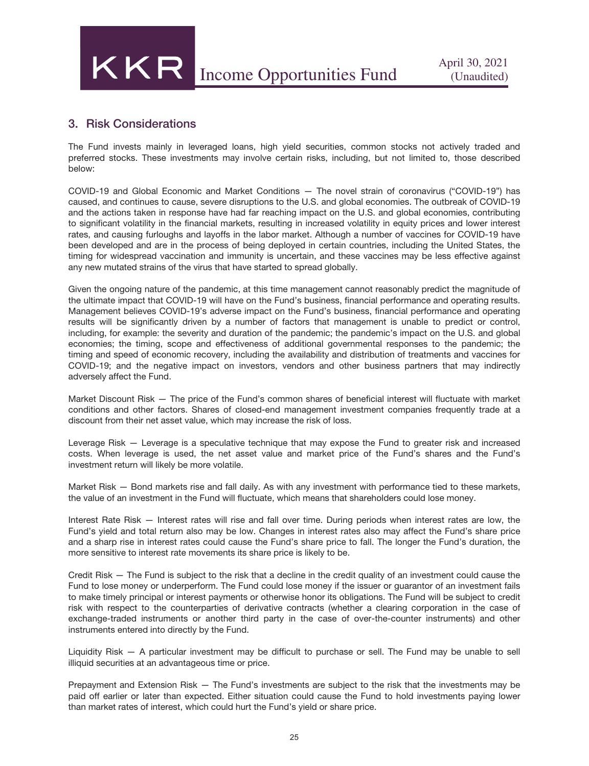## 3. Risk Considerations

The Fund invests mainly in leveraged loans, high yield securities, common stocks not actively traded and preferred stocks. These investments may involve certain risks, including, but not limited to, those described below:

COVID-19 and Global Economic and Market Conditions — The novel strain of coronavirus ("COVID-19") has caused, and continues to cause, severe disruptions to the U.S. and global economies. The outbreak of COVID-19 and the actions taken in response have had far reaching impact on the U.S. and global economies, contributing to significant volatility in the financial markets, resulting in increased volatility in equity prices and lower interest rates, and causing furloughs and layoffs in the labor market. Although a number of vaccines for COVID-19 have been developed and are in the process of being deployed in certain countries, including the United States, the timing for widespread vaccination and immunity is uncertain, and these vaccines may be less effective against any new mutated strains of the virus that have started to spread globally.

Given the ongoing nature of the pandemic, at this time management cannot reasonably predict the magnitude of the ultimate impact that COVID-19 will have on the Fund's business, financial performance and operating results. Management believes COVID-19's adverse impact on the Fund's business, financial performance and operating results will be significantly driven by a number of factors that management is unable to predict or control, including, for example: the severity and duration of the pandemic; the pandemic's impact on the U.S. and global economies; the timing, scope and effectiveness of additional governmental responses to the pandemic; the timing and speed of economic recovery, including the availability and distribution of treatments and vaccines for COVID-19; and the negative impact on investors, vendors and other business partners that may indirectly adversely affect the Fund.

Market Discount Risk — The price of the Fund's common shares of beneficial interest will fluctuate with market conditions and other factors. Shares of closed-end management investment companies frequently trade at a discount from their net asset value, which may increase the risk of loss.

Leverage Risk — Leverage is a speculative technique that may expose the Fund to greater risk and increased costs. When leverage is used, the net asset value and market price of the Fund's shares and the Fund's investment return will likely be more volatile.

Market Risk — Bond markets rise and fall daily. As with any investment with performance tied to these markets, the value of an investment in the Fund will fluctuate, which means that shareholders could lose money.

Interest Rate Risk — Interest rates will rise and fall over time. During periods when interest rates are low, the Fund's yield and total return also may be low. Changes in interest rates also may affect the Fund's share price and a sharp rise in interest rates could cause the Fund's share price to fall. The longer the Fund's duration, the more sensitive to interest rate movements its share price is likely to be.

Credit Risk — The Fund is subject to the risk that a decline in the credit quality of an investment could cause the Fund to lose money or underperform. The Fund could lose money if the issuer or guarantor of an investment fails to make timely principal or interest payments or otherwise honor its obligations. The Fund will be subject to credit risk with respect to the counterparties of derivative contracts (whether a clearing corporation in the case of exchange-traded instruments or another third party in the case of over-the-counter instruments) and other instruments entered into directly by the Fund.

Liquidity Risk — A particular investment may be difficult to purchase or sell. The Fund may be unable to sell illiquid securities at an advantageous time or price.

Prepayment and Extension Risk — The Fund's investments are subject to the risk that the investments may be paid off earlier or later than expected. Either situation could cause the Fund to hold investments paying lower than market rates of interest, which could hurt the Fund's yield or share price.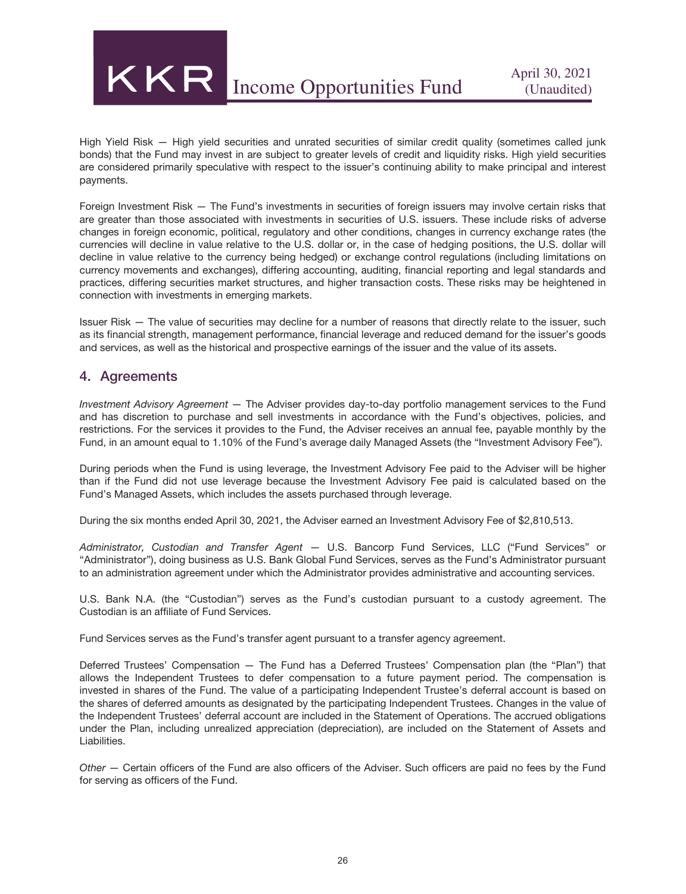High Yield Risk — High yield securities and unrated securities of similar credit quality (sometimes called junk bonds) that the Fund may invest in are subject to greater levels of credit and liquidity risks. High yield securities are considered primarily speculative with respect to the issuer's continuing ability to make principal and interest payments.

Foreign Investment Risk — The Fund's investments in securities of foreign issuers may involve certain risks that are greater than those associated with investments in securities of U.S. issuers. These include risks of adverse changes in foreign economic, political, regulatory and other conditions, changes in currency exchange rates (the currencies will decline in value relative to the U.S. dollar or, in the case of hedging positions, the U.S. dollar will decline in value relative to the currency being hedged) or exchange control regulations (including limitations on currency movements and exchanges), differing accounting, auditing, financial reporting and legal standards and practices, differing securities market structures, and higher transaction costs. These risks may be heightened in connection with investments in emerging markets.

Issuer Risk — The value of securities may decline for a number of reasons that directly relate to the issuer, such as its financial strength, management performance, financial leverage and reduced demand for the issuer's goods and services, as well as the historical and prospective earnings of the issuer and the value of its assets.

## 4. Agreements

*Investment Advisory Agreement* — The Adviser provides day-to-day portfolio management services to the Fund and has discretion to purchase and sell investments in accordance with the Fund's objectives, policies, and restrictions. For the services it provides to the Fund, the Adviser receives an annual fee, payable monthly by the Fund, in an amount equal to 1.10% of the Fund's average daily Managed Assets (the "Investment Advisory Fee").

During periods when the Fund is using leverage, the Investment Advisory Fee paid to the Adviser will be higher than if the Fund did not use leverage because the Investment Advisory Fee paid is calculated based on the Fund's Managed Assets, which includes the assets purchased through leverage.

During the six months ended April 30, 2021, the Adviser earned an Investment Advisory Fee of $2,810,513.

*Administrator, Custodian and Transfer Agent* — U.S. Bancorp Fund Services, LLC ("Fund Services" or "Administrator"), doing business as U.S. Bank Global Fund Services, serves as the Fund's Administrator pursuant to an administration agreement under which the Administrator provides administrative and accounting services.

U.S. Bank N.A. (the "Custodian") serves as the Fund's custodian pursuant to a custody agreement. The Custodian is an affiliate of Fund Services.

Fund Services serves as the Fund's transfer agent pursuant to a transfer agency agreement.

Deferred Trustees' Compensation — The Fund has a Deferred Trustees' Compensation plan (the "Plan") that allows the Independent Trustees to defer compensation to a future payment period. The compensation is invested in shares of the Fund. The value of a participating Independent Trustee's deferral account is based on the shares of deferred amounts as designated by the participating Independent Trustees. Changes in the value of the Independent Trustees' deferral account are included in the Statement of Operations. The accrued obligations under the Plan, including unrealized appreciation (depreciation), are included on the Statement of Assets and Liabilities.

*Other* — Certain officers of the Fund are also officers of the Adviser. Such officers are paid no fees by the Fund for serving as officers of the Fund.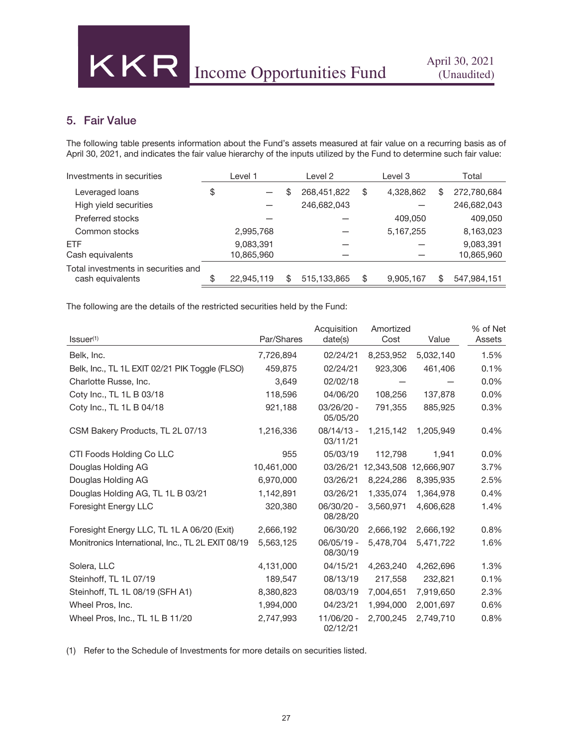## 5. Fair Value

The following table presents information about the Fund's assets measured at fair value on a recurring basis as of April 30, 2021, and indicates the fair value hierarchy of the inputs utilized by the Fund to determine such fair value:

| Investments in securities | Level 1 | Level 2 | Level 3 | Total |
|---|---|---|---|---|
| Leveraged loans | $ — | $ 268,451,822 | $ 4,328,862 | $ 272,780,684 |
| High yield securities | — | 246,682,043 | — | 246,682,043 |
| Preferred stocks | — | — | 409,050 | 409,050 |
| Common stocks | 2,995,768 | — | 5,167,255 | 8,163,023 |
| ETF | 9,083,391 | — | — | 9,083,391 |
| Cash equivalents | 10,865,960 | — | — | 10,865,960 |
| Total investments in securities and cash equivalents | $ 22,945,119 | $ 515,133,865 | $ 9,905,167 | $ 547,984,151 |

The following are the details of the restricted securities held by the Fund:

| Issuer[1] | Par/Shares | Acquisition date(s) | Amortized Cost | Value | % of Net Assets |
|---|---|---|---|---|---|
| Belk, Inc. | 7,726,894 | 02/24/21 | 8,253,952 | 5,032,140 | 1.5% |
| Belk, Inc., TL 1L EXIT 02/21 PIK Toggle (FLSO) | 459,875 | 02/24/21 | 923,306 | 461,406 | 0.1% |
| Charlotte Russe, Inc. | 3,649 | 02/02/18 | — | — | 0.0% |
| Coty Inc., TL 1L B 03/18 | 118,596 | 04/06/20 | 108,256 | 137,878 | 0.0% |
| Coty Inc., TL 1L B 04/18 | 921,188 | 03/26/20 - 05/05/20 | 791,355 | 885,925 | 0.3% |
| CSM Bakery Products, TL 2L 07/13 | 1,216,336 | 08/14/13 - 03/11/21 | 1,215,142 | 1,205,949 | 0.4% |
| CTI Foods Holding Co LLC | 955 | 05/03/19 | 112,798 | 1,941 | 0.0% |
| Douglas Holding AG | 10,461,000 | 03/26/21 | 12,343,508 | 12,666,907 | 3.7% |
| Douglas Holding AG | 6,970,000 | 03/26/21 | 8,224,286 | 8,395,935 | 2.5% |
| Douglas Holding AG, TL 1L B 03/21 | 1,142,891 | 03/26/21 | 1,335,074 | 1,364,978 | 0.4% |
| Foresight Energy LLC | 320,380 | 06/30/20 - 08/28/20 | 3,560,971 | 4,606,628 | 1.4% |
| Foresight Energy LLC, TL 1L A 06/20 (Exit) | 2,666,192 | 06/30/20 | 2,666,192 | 2,666,192 | 0.8% |
| Monitronics International, Inc., TL 2L EXIT 08/19 | 5,563,125 | 06/05/19 - 08/30/19 | 5,478,704 | 5,471,722 | 1.6% |
| Solera, LLC | 4,131,000 | 04/15/21 | 4,263,240 | 4,262,696 | 1.3% |
| Steinhoff, TL 1L 07/19 | 189,547 | 08/13/19 | 217,558 | 232,821 | 0.1% |
| Steinhoff, TL 1L 08/19 (SFH A1) | 8,380,823 | 08/03/19 | 7,004,651 | 7,919,650 | 2.3% |
| Wheel Pros, Inc. | 1,994,000 | 04/23/21 | 1,994,000 | 2,001,697 | 0.6% |
| Wheel Pros, Inc., TL 1L B 11/20 | 2,747,993 | 11/06/20 - 02/12/21 | 2,700,245 | 2,749,710 | 0.8% |

(1) Refer to the Schedule of Investments for more details on securities listed.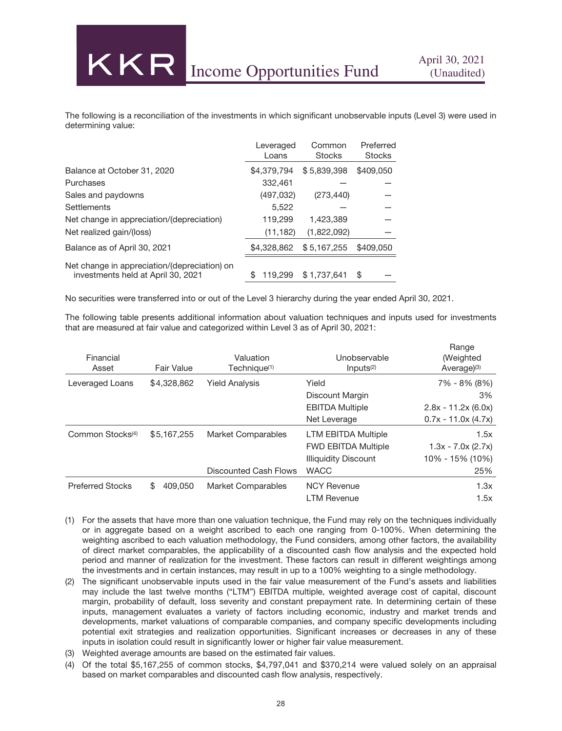The following is a reconciliation of the investments in which significant unobservable inputs (Level 3) were used in determining value:

| | Leveraged Loans | Common Stocks | Preferred Stocks |
|---|---|---|---|
| Balance at October 31, 2020 | $4,379,794 | $ 5,839,398 | $409,050 |
| Purchases | 332,461 | — | — |
| Sales and paydowns | (497,032) | (273,440) | — |
| Settlements | 5,522 | — | — |
| Net change in appreciation/(depreciation) | 119,299 | 1,423,389 | — |
| Net realized gain/(loss) | (11,182) | (1,822,092) | — |
| Balance as of April 30, 2021 | $4,328,862 | $ 5,167,255 | $409,050 |
| Net change in appreciation/(depreciation) on investments held at April 30, 2021 | $ 119,299 | $ 1,737,641 | $ — |

No securities were transferred into or out of the Level 3 hierarchy during the year ended April 30, 2021.

The following table presents additional information about valuation techniques and inputs used for investments that are measured at fair value and categorized within Level 3 as of April 30, 2021:

| Financial Asset | Fair Value | Valuation Technique[1] | Unobservable Inputs[2] | Range (Weighted Average)[3] |
|---|---|---|---|---|
| Leveraged Loans | $4,328,862 | Yield Analysis | Yield | 7% - 8% (8%) |
| | | | Discount Margin | 3% |
| | | | EBITDA Multiple | 2.8x - 11.2x (6.0x) |
| | | | Net Leverage | 0.7x - 11.0x (4.7x) |
| Common Stocks[4] | $5,167,255 | Market Comparables | LTM EBITDA Multiple | 1.5x |
| | | | FWD EBITDA Multiple | 1.3x - 7.0x (2.7x) |
| | | | Illiquidity Discount | 10% - 15% (10%) |
| | | Discounted Cash Flows | WACC | 25% |
| Preferred Stocks | $ 409,050 | Market Comparables | NCY Revenue | 1.3x |
| | | | LTM Revenue | 1.5x |

(1) For the assets that have more than one valuation technique, the Fund may rely on the techniques individually or in aggregate based on a weight ascribed to each one ranging from 0-100%. When determining the weighting ascribed to each valuation methodology, the Fund considers, among other factors, the availability of direct market comparables, the applicability of a discounted cash flow analysis and the expected hold period and manner of realization for the investment. These factors can result in different weightings among the investments and in certain instances, may result in up to a 100% weighting to a single methodology.

(2) The significant unobservable inputs used in the fair value measurement of the Fund's assets and liabilities may include the last twelve months ("LTM") EBITDA multiple, weighted average cost of capital, discount margin, probability of default, loss severity and constant prepayment rate. In determining certain of these inputs, management evaluates a variety of factors including economic, industry and market trends and developments, market valuations of comparable companies, and company specific developments including potential exit strategies and realization opportunities. Significant increases or decreases in any of these inputs in isolation could result in significantly lower or higher fair value measurement.

(3) Weighted average amounts are based on the estimated fair values.

(4) Of the total $5,167,255 of common stocks, $4,797,041 and $370,214 were valued solely on an appraisal based on market comparables and discounted cash flow analysis, respectively.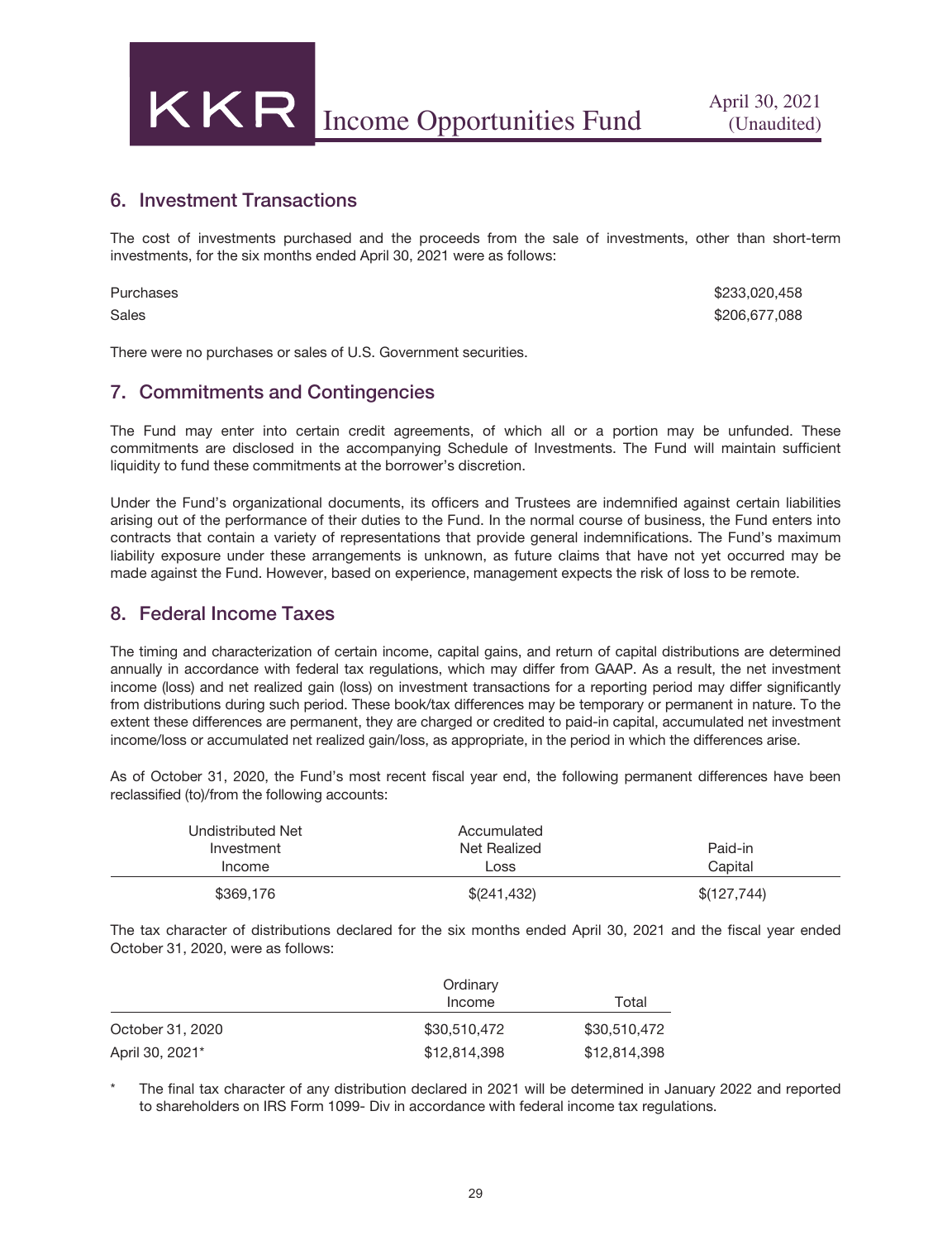## 6. Investment Transactions

The cost of investments purchased and the proceeds from the sale of investments, other than short-term investments, for the six months ended April 30, 2021 were as follows:

| | |
|---|---|
| Purchases | $233,020,458 |
| Sales | $206,677,088 |

There were no purchases or sales of U.S. Government securities.

## 7. Commitments and Contingencies

The Fund may enter into certain credit agreements, of which all or a portion may be unfunded. These commitments are disclosed in the accompanying Schedule of Investments. The Fund will maintain sufficient liquidity to fund these commitments at the borrower's discretion.

Under the Fund's organizational documents, its officers and Trustees are indemnified against certain liabilities arising out of the performance of their duties to the Fund. In the normal course of business, the Fund enters into contracts that contain a variety of representations that provide general indemnifications. The Fund's maximum liability exposure under these arrangements is unknown, as future claims that have not yet occurred may be made against the Fund. However, based on experience, management expects the risk of loss to be remote.

## 8. Federal Income Taxes

The timing and characterization of certain income, capital gains, and return of capital distributions are determined annually in accordance with federal tax regulations, which may differ from GAAP. As a result, the net investment income (loss) and net realized gain (loss) on investment transactions for a reporting period may differ significantly from distributions during such period. These book/tax differences may be temporary or permanent in nature. To the extent these differences are permanent, they are charged or credited to paid-in capital, accumulated net investment income/loss or accumulated net realized gain/loss, as appropriate, in the period in which the differences arise.

As of October 31, 2020, the Fund's most recent fiscal year end, the following permanent differences have been reclassified (to)/from the following accounts:

| Undistributed Net Investment Income | Accumulated Net Realized Loss | Paid-in Capital |
|---|---|---|
| $369,176 | $(241,432) | $(127,744) |

The tax character of distributions declared for the six months ended April 30, 2021 and the fiscal year ended October 31, 2020, were as follows:

| | Ordinary Income | Total |
|---|---|---|
| October 31, 2020 | $30,510,472 | $30,510,472 |
| April 30, 2021* | $12,814,398 | $12,814,398 |

\* The final tax character of any distribution declared in 2021 will be determined in January 2022 and reported to shareholders on IRS Form 1099- Div in accordance with federal income tax regulations.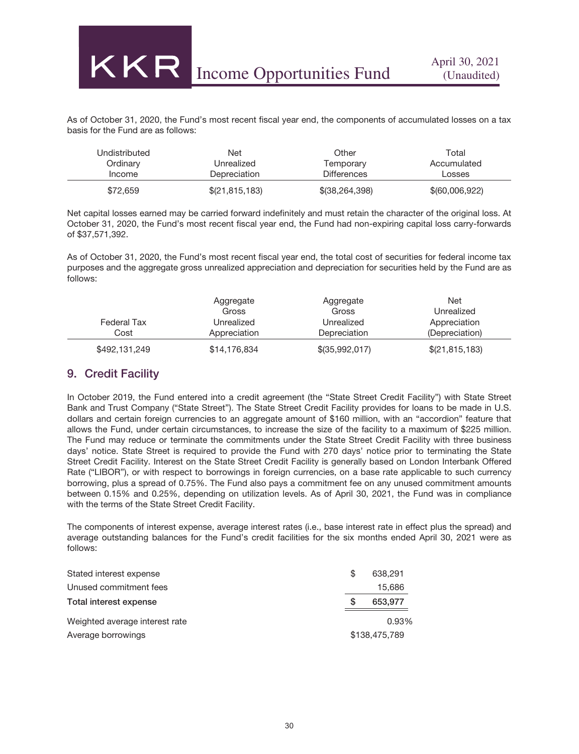As of October 31, 2020, the Fund's most recent fiscal year end, the components of accumulated losses on a tax basis for the Fund are as follows:

| Undistributed Ordinary Income | Net Unrealized Depreciation | Other Temporary Differences | Total Accumulated Losses |
|---|---|---|---|
| $72,659 | $(21,815,183) | $(38,264,398) | $(60,006,922) |

Net capital losses earned may be carried forward indefinitely and must retain the character of the original loss. At October 31, 2020, the Fund's most recent fiscal year end, the Fund had non-expiring capital loss carry-forwards of $37,571,392.

As of October 31, 2020, the Fund's most recent fiscal year end, the total cost of securities for federal income tax purposes and the aggregate gross unrealized appreciation and depreciation for securities held by the Fund are as follows:

| Federal Tax Cost | Aggregate Gross Unrealized Appreciation | Aggregate Gross Unrealized Depreciation | Net Unrealized Appreciation (Depreciation) |
|---|---|---|---|
| $492,131,249 | $14,176,834 | $(35,992,017) | $(21,815,183) |

## 9. Credit Facility

In October 2019, the Fund entered into a credit agreement (the "State Street Credit Facility") with State Street Bank and Trust Company ("State Street"). The State Street Credit Facility provides for loans to be made in U.S. dollars and certain foreign currencies to an aggregate amount of $160 million, with an "accordion" feature that allows the Fund, under certain circumstances, to increase the size of the facility to a maximum of $225 million. The Fund may reduce or terminate the commitments under the State Street Credit Facility with three business days' notice. State Street is required to provide the Fund with 270 days' notice prior to terminating the State Street Credit Facility. Interest on the State Street Credit Facility is generally based on London Interbank Offered Rate ("LIBOR"), or with respect to borrowings in foreign currencies, on a base rate applicable to such currency borrowing, plus a spread of 0.75%. The Fund also pays a commitment fee on any unused commitment amounts between 0.15% and 0.25%, depending on utilization levels. As of April 30, 2021, the Fund was in compliance with the terms of the State Street Credit Facility.

The components of interest expense, average interest rates (i.e., base interest rate in effect plus the spread) and average outstanding balances for the Fund's credit facilities for the six months ended April 30, 2021 were as follows:

| | |
|---|---|
| Stated interest expense | $ 638,291 |
| Unused commitment fees | 15,686 |
| **Total interest expense** | **$ 653,977** |
| Weighted average interest rate | 0.93% |
| Average borrowings | $138,475,789 |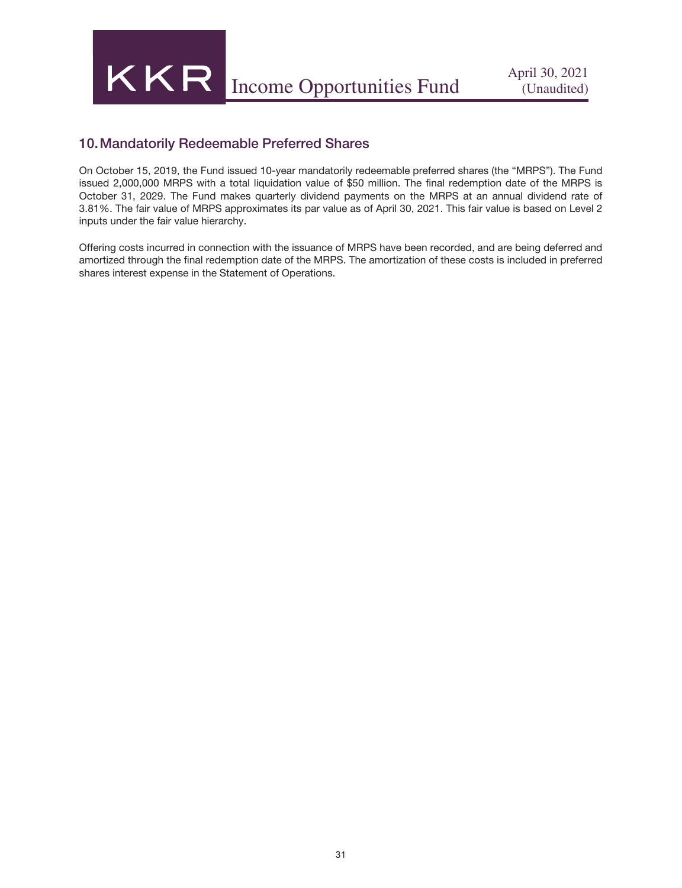## 10. Mandatorily Redeemable Preferred Shares

On October 15, 2019, the Fund issued 10-year mandatorily redeemable preferred shares (the "MRPS"). The Fund issued 2,000,000 MRPS with a total liquidation value of $50 million. The final redemption date of the MRPS is October 31, 2029. The Fund makes quarterly dividend payments on the MRPS at an annual dividend rate of 3.81%. The fair value of MRPS approximates its par value as of April 30, 2021. This fair value is based on Level 2 inputs under the fair value hierarchy.

Offering costs incurred in connection with the issuance of MRPS have been recorded, and are being deferred and amortized through the final redemption date of the MRPS. The amortization of these costs is included in preferred shares interest expense in the Statement of Operations.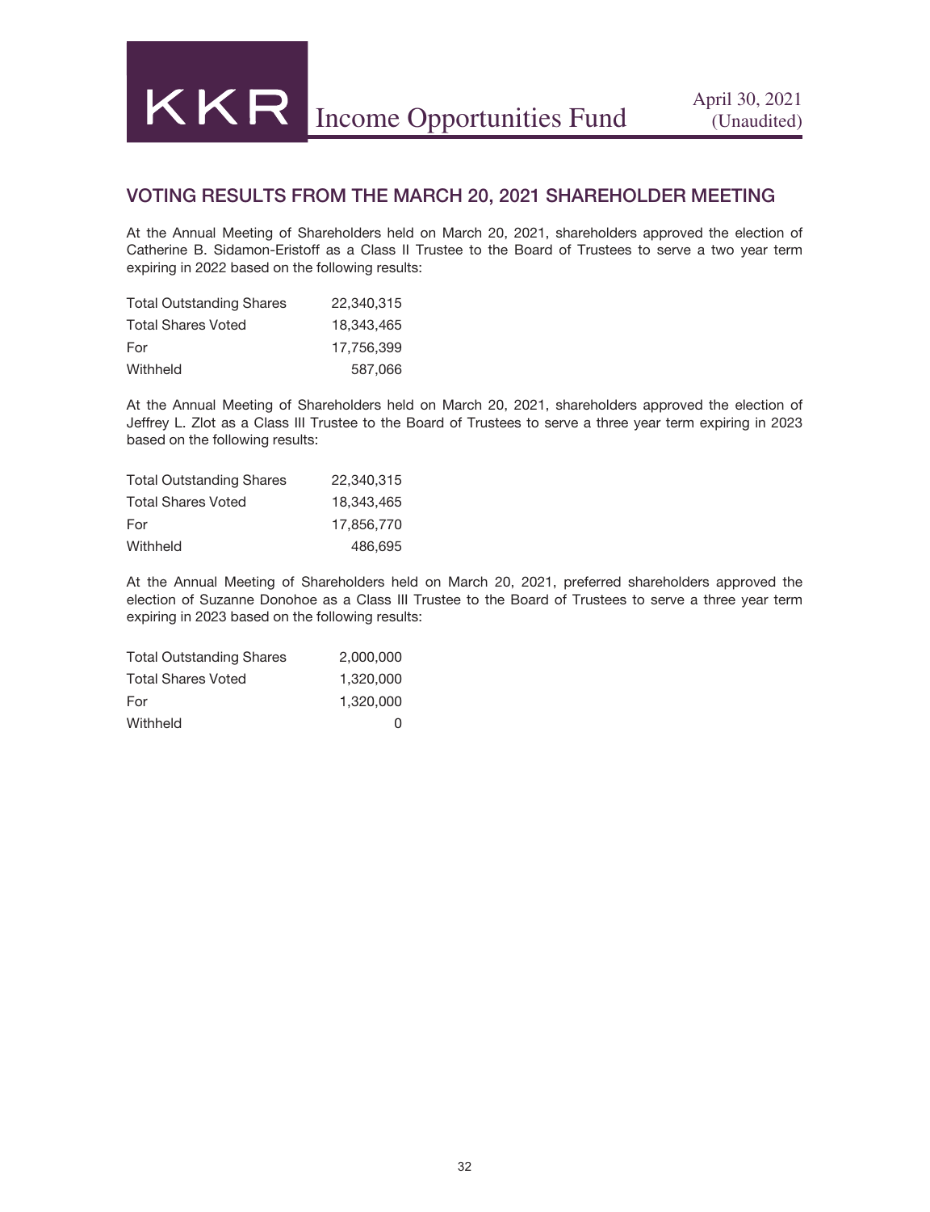## VOTING RESULTS FROM THE MARCH 20, 2021 SHAREHOLDER MEETING

At the Annual Meeting of Shareholders held on March 20, 2021, shareholders approved the election of Catherine B. Sidamon-Eristoff as a Class II Trustee to the Board of Trustees to serve a two year term expiring in 2022 based on the following results:

| | |
|---|---|
| Total Outstanding Shares | 22,340,315 |
| Total Shares Voted | 18,343,465 |
| For | 17,756,399 |
| Withheld | 587,066 |

At the Annual Meeting of Shareholders held on March 20, 2021, shareholders approved the election of Jeffrey L. Zlot as a Class III Trustee to the Board of Trustees to serve a three year term expiring in 2023 based on the following results:

| | |
|---|---|
| Total Outstanding Shares | 22,340,315 |
| Total Shares Voted | 18,343,465 |
| For | 17,856,770 |
| Withheld | 486,695 |

At the Annual Meeting of Shareholders held on March 20, 2021, preferred shareholders approved the election of Suzanne Donohoe as a Class III Trustee to the Board of Trustees to serve a three year term expiring in 2023 based on the following results:

| | |
|---|---|
| Total Outstanding Shares | 2,000,000 |
| Total Shares Voted | 1,320,000 |
| For | 1,320,000 |
| Withheld | 0 |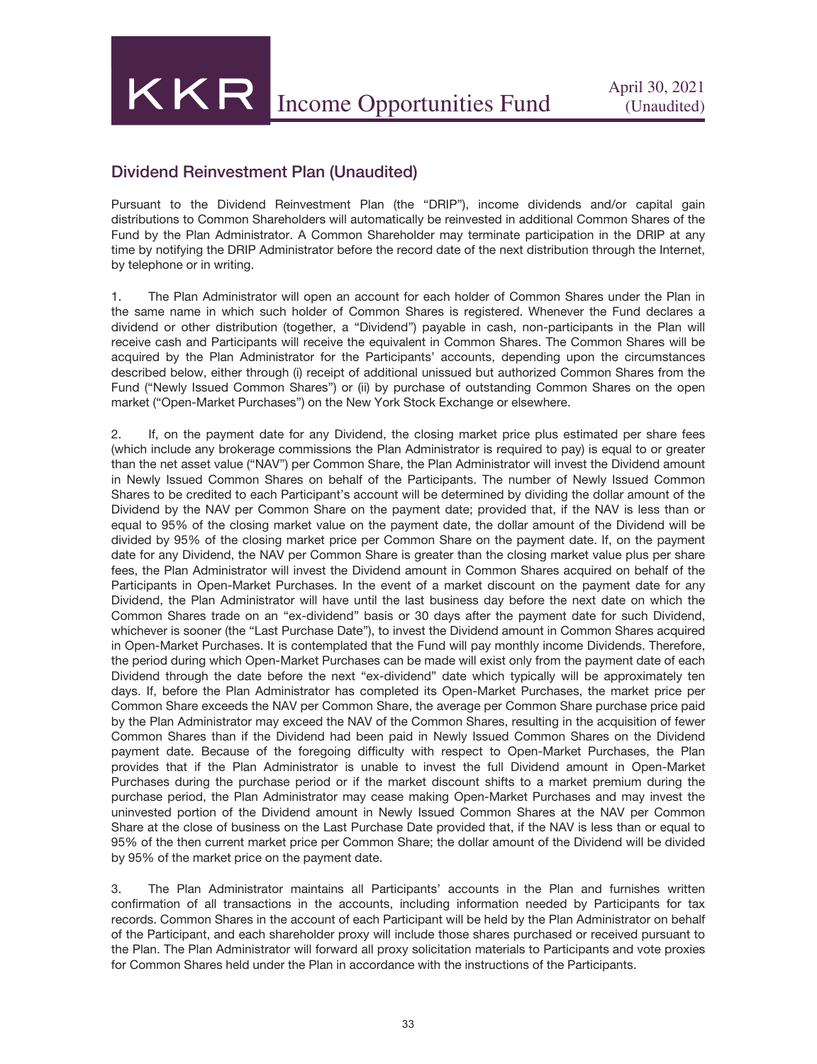## Dividend Reinvestment Plan (Unaudited)

Pursuant to the Dividend Reinvestment Plan (the "DRIP"), income dividends and/or capital gain distributions to Common Shareholders will automatically be reinvested in additional Common Shares of the Fund by the Plan Administrator. A Common Shareholder may terminate participation in the DRIP at any time by notifying the DRIP Administrator before the record date of the next distribution through the Internet, by telephone or in writing.

1. The Plan Administrator will open an account for each holder of Common Shares under the Plan in the same name in which such holder of Common Shares is registered. Whenever the Fund declares a dividend or other distribution (together, a "Dividend") payable in cash, non-participants in the Plan will receive cash and Participants will receive the equivalent in Common Shares. The Common Shares will be acquired by the Plan Administrator for the Participants' accounts, depending upon the circumstances described below, either through (i) receipt of additional unissued but authorized Common Shares from the Fund ("Newly Issued Common Shares") or (ii) by purchase of outstanding Common Shares on the open market ("Open-Market Purchases") on the New York Stock Exchange or elsewhere.

2. If, on the payment date for any Dividend, the closing market price plus estimated per share fees (which include any brokerage commissions the Plan Administrator is required to pay) is equal to or greater than the net asset value ("NAV") per Common Share, the Plan Administrator will invest the Dividend amount in Newly Issued Common Shares on behalf of the Participants. The number of Newly Issued Common Shares to be credited to each Participant's account will be determined by dividing the dollar amount of the Dividend by the NAV per Common Share on the payment date; provided that, if the NAV is less than or equal to 95% of the closing market value on the payment date, the dollar amount of the Dividend will be divided by 95% of the closing market price per Common Share on the payment date. If, on the payment date for any Dividend, the NAV per Common Share is greater than the closing market value plus per share fees, the Plan Administrator will invest the Dividend amount in Common Shares acquired on behalf of the Participants in Open-Market Purchases. In the event of a market discount on the payment date for any Dividend, the Plan Administrator will have until the last business day before the next date on which the Common Shares trade on an "ex-dividend" basis or 30 days after the payment date for such Dividend, whichever is sooner (the "Last Purchase Date"), to invest the Dividend amount in Common Shares acquired in Open-Market Purchases. It is contemplated that the Fund will pay monthly income Dividends. Therefore, the period during which Open-Market Purchases can be made will exist only from the payment date of each Dividend through the date before the next "ex-dividend" date which typically will be approximately ten days. If, before the Plan Administrator has completed its Open-Market Purchases, the market price per Common Share exceeds the NAV per Common Share, the average per Common Share purchase price paid by the Plan Administrator may exceed the NAV of the Common Shares, resulting in the acquisition of fewer Common Shares than if the Dividend had been paid in Newly Issued Common Shares on the Dividend payment date. Because of the foregoing difficulty with respect to Open-Market Purchases, the Plan provides that if the Plan Administrator is unable to invest the full Dividend amount in Open-Market Purchases during the purchase period or if the market discount shifts to a market premium during the purchase period, the Plan Administrator may cease making Open-Market Purchases and may invest the uninvested portion of the Dividend amount in Newly Issued Common Shares at the NAV per Common Share at the close of business on the Last Purchase Date provided that, if the NAV is less than or equal to 95% of the then current market price per Common Share; the dollar amount of the Dividend will be divided by 95% of the market price on the payment date.

3. The Plan Administrator maintains all Participants' accounts in the Plan and furnishes written confirmation of all transactions in the accounts, including information needed by Participants for tax records. Common Shares in the account of each Participant will be held by the Plan Administrator on behalf of the Participant, and each shareholder proxy will include those shares purchased or received pursuant to the Plan. The Plan Administrator will forward all proxy solicitation materials to Participants and vote proxies for Common Shares held under the Plan in accordance with the instructions of the Participants.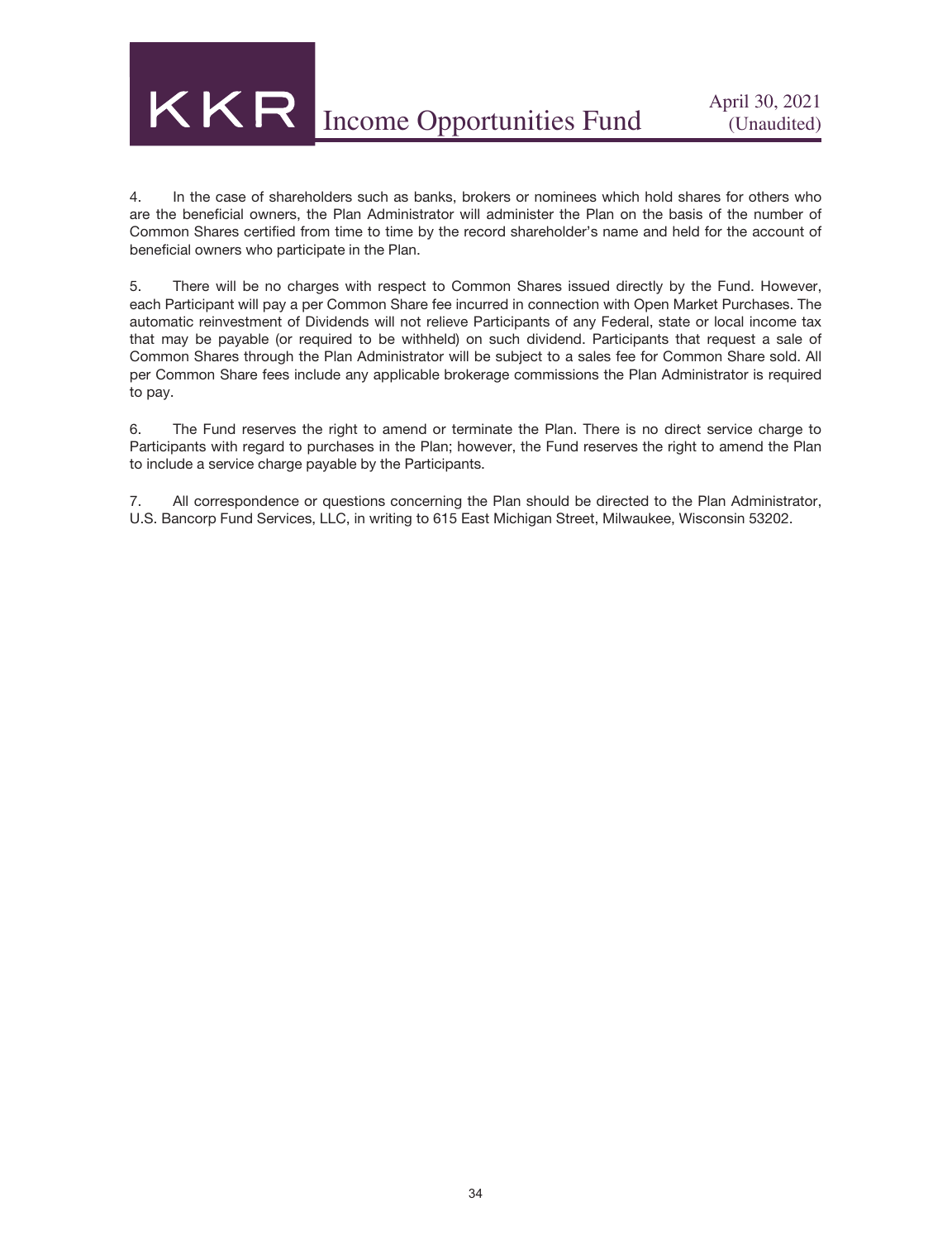4. In the case of shareholders such as banks, brokers or nominees which hold shares for others who are the beneficial owners, the Plan Administrator will administer the Plan on the basis of the number of Common Shares certified from time to time by the record shareholder's name and held for the account of beneficial owners who participate in the Plan.

5. There will be no charges with respect to Common Shares issued directly by the Fund. However, each Participant will pay a per Common Share fee incurred in connection with Open Market Purchases. The automatic reinvestment of Dividends will not relieve Participants of any Federal, state or local income tax that may be payable (or required to be withheld) on such dividend. Participants that request a sale of Common Shares through the Plan Administrator will be subject to a sales fee for Common Share sold. All per Common Share fees include any applicable brokerage commissions the Plan Administrator is required to pay.

6. The Fund reserves the right to amend or terminate the Plan. There is no direct service charge to Participants with regard to purchases in the Plan; however, the Fund reserves the right to amend the Plan to include a service charge payable by the Participants.

7. All correspondence or questions concerning the Plan should be directed to the Plan Administrator, U.S. Bancorp Fund Services, LLC, in writing to 615 East Michigan Street, Milwaukee, Wisconsin 53202.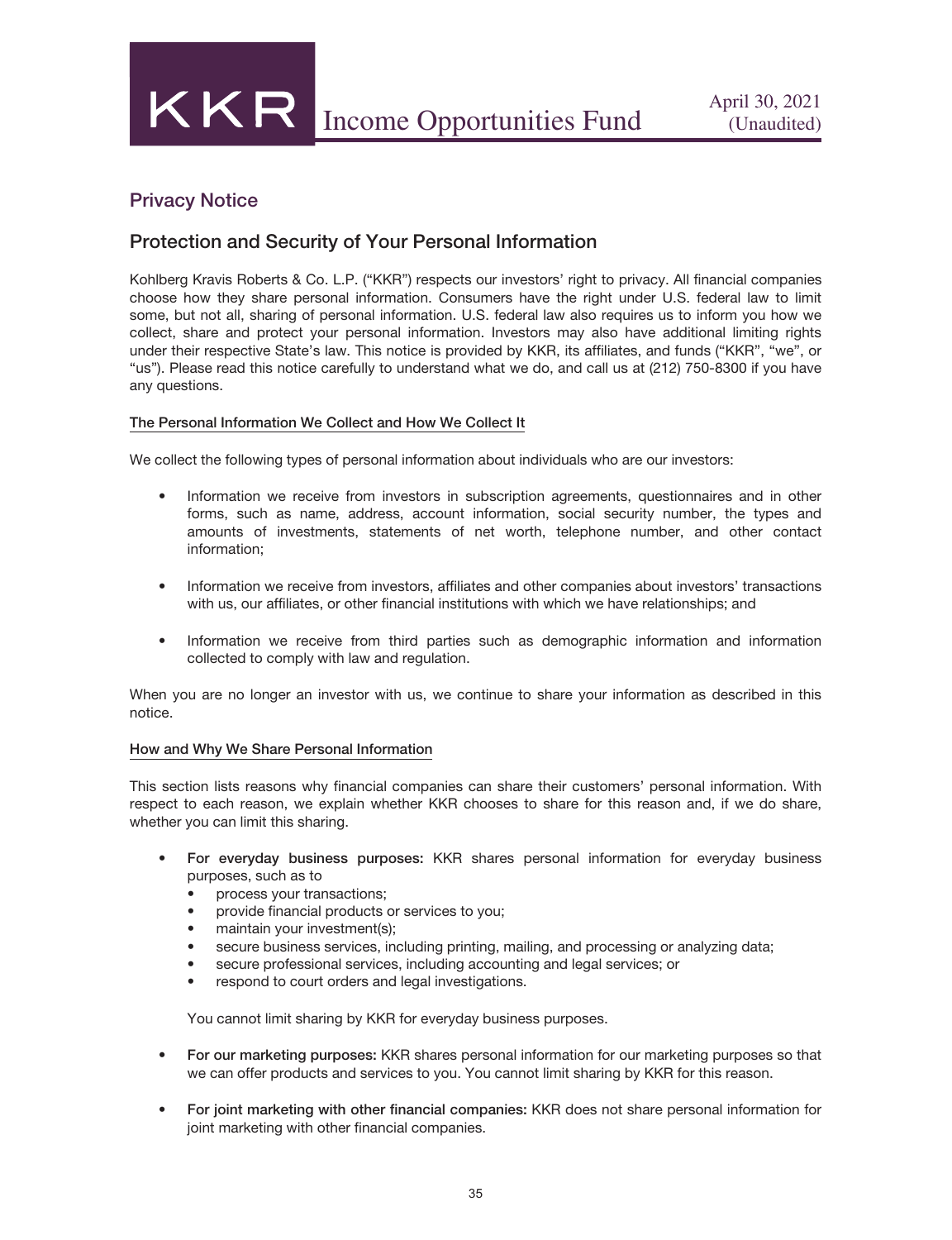## Privacy Notice

## Protection and Security of Your Personal Information

Kohlberg Kravis Roberts & Co. L.P. ("KKR") respects our investors' right to privacy. All financial companies choose how they share personal information. Consumers have the right under U.S. federal law to limit some, but not all, sharing of personal information. U.S. federal law also requires us to inform you how we collect, share and protect your personal information. Investors may also have additional limiting rights under their respective State's law. This notice is provided by KKR, its affiliates, and funds ("KKR", "we", or "us"). Please read this notice carefully to understand what we do, and call us at (212) 750-8300 if you have any questions.

### The Personal Information We Collect and How We Collect It

We collect the following types of personal information about individuals who are our investors:

- Information we receive from investors in subscription agreements, questionnaires and in other forms, such as name, address, account information, social security number, the types and amounts of investments, statements of net worth, telephone number, and other contact information;
- Information we receive from investors, affiliates and other companies about investors' transactions with us, our affiliates, or other financial institutions with which we have relationships; and
- Information we receive from third parties such as demographic information and information collected to comply with law and regulation.

When you are no longer an investor with us, we continue to share your information as described in this notice.

### How and Why We Share Personal Information

This section lists reasons why financial companies can share their customers' personal information. With respect to each reason, we explain whether KKR chooses to share for this reason and, if we do share, whether you can limit this sharing.

- **For everyday business purposes:** KKR shares personal information for everyday business purposes, such as to
  - process your transactions;
  - provide financial products or services to you;
  - maintain your investment(s);
  - secure business services, including printing, mailing, and processing or analyzing data;
  - secure professional services, including accounting and legal services; or
  - respond to court orders and legal investigations.

  You cannot limit sharing by KKR for everyday business purposes.

- **For our marketing purposes:** KKR shares personal information for our marketing purposes so that we can offer products and services to you. You cannot limit sharing by KKR for this reason.
- **For joint marketing with other financial companies:** KKR does not share personal information for joint marketing with other financial companies.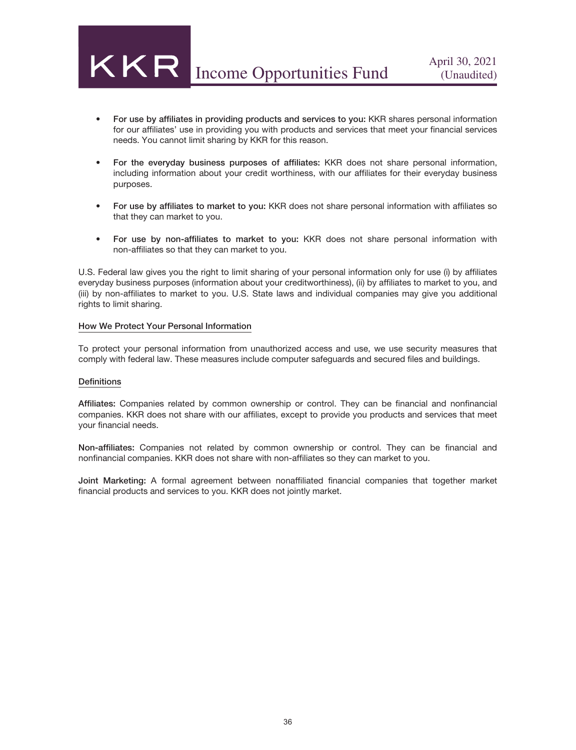- **For use by affiliates in providing products and services to you:** KKR shares personal information for our affiliates' use in providing you with products and services that meet your financial services needs. You cannot limit sharing by KKR for this reason.

- **For the everyday business purposes of affiliates:** KKR does not share personal information, including information about your credit worthiness, with our affiliates for their everyday business purposes.

- **For use by affiliates to market to you:** KKR does not share personal information with affiliates so that they can market to you.

- **For use by non-affiliates to market to you:** KKR does not share personal information with non-affiliates so that they can market to you.

U.S. Federal law gives you the right to limit sharing of your personal information only for use (i) by affiliates everyday business purposes (information about your creditworthiness), (ii) by affiliates to market to you, and (iii) by non-affiliates to market to you. U.S. State laws and individual companies may give you additional rights to limit sharing.

## How We Protect Your Personal Information

To protect your personal information from unauthorized access and use, we use security measures that comply with federal law. These measures include computer safeguards and secured files and buildings.

## Definitions

**Affiliates:** Companies related by common ownership or control. They can be financial and nonfinancial companies. KKR does not share with our affiliates, except to provide you products and services that meet your financial needs.

**Non-affiliates:** Companies not related by common ownership or control. They can be financial and nonfinancial companies. KKR does not share with non-affiliates so they can market to you.

**Joint Marketing:** A formal agreement between nonaffiliated financial companies that together market financial products and services to you. KKR does not jointly market.